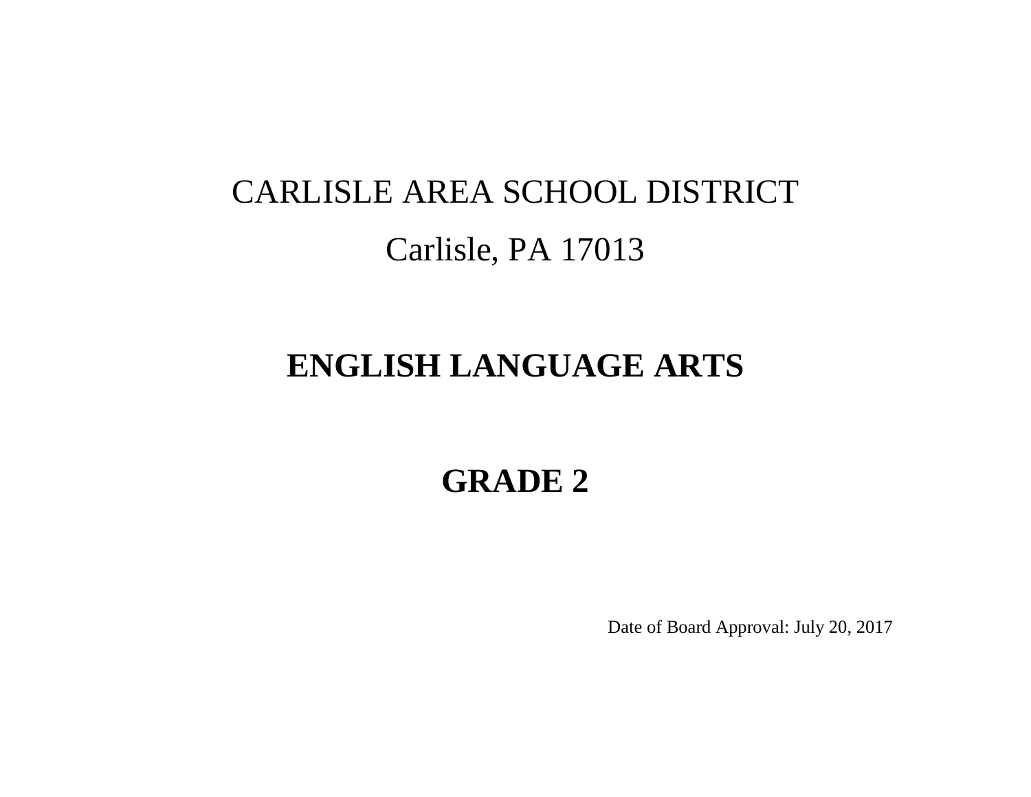CARLISLE AREA SCHOOL DISTRICT

Carlisle, PA 17013

# ENGLISH LANGUAGE ARTS

# GRADE 2

Date of Board Approval: July 20, 2017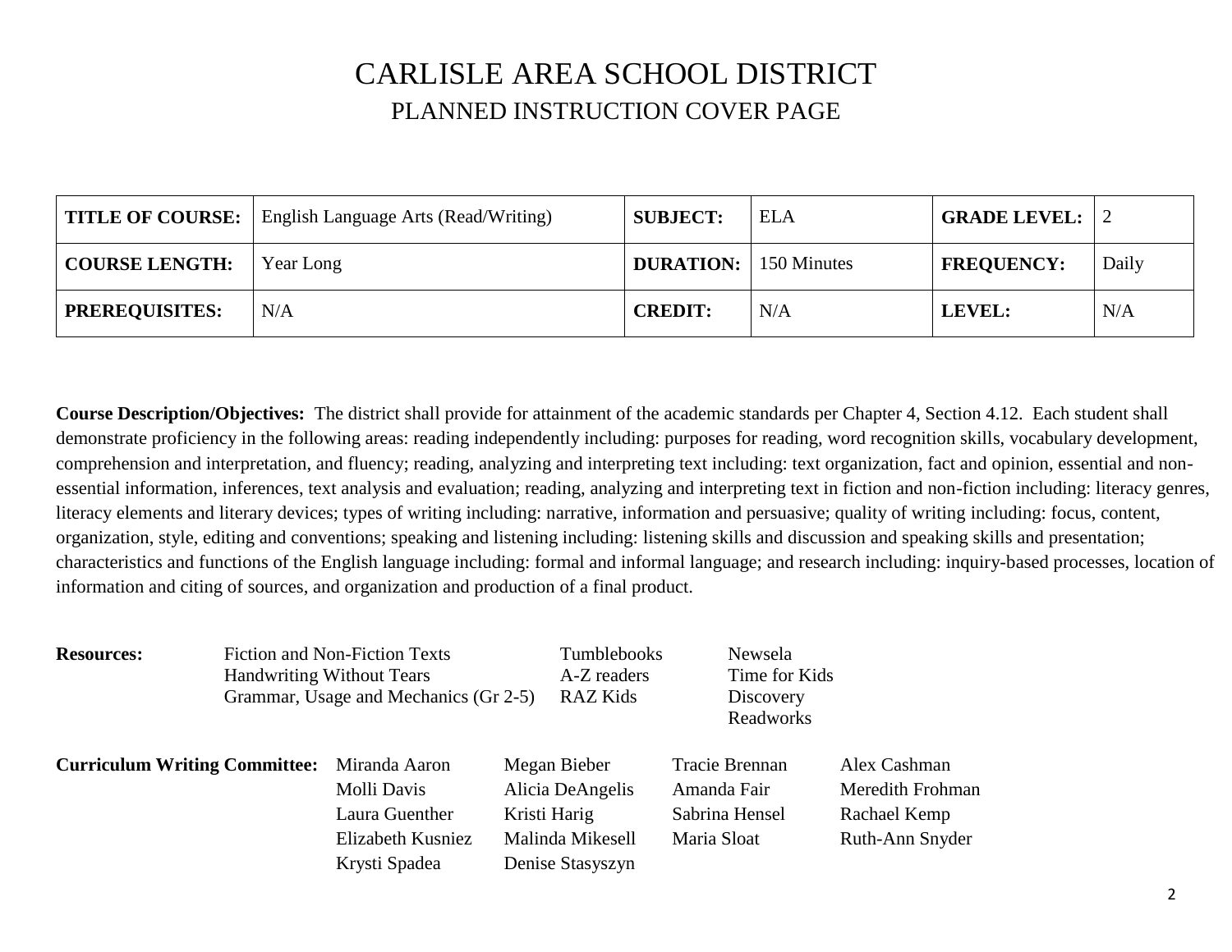# CARLISLE AREA SCHOOL DISTRICT

## PLANNED INSTRUCTION COVER PAGE

| **TITLE OF COURSE:** | English Language Arts (Read/Writing) | **SUBJECT:** | ELA | **GRADE LEVEL:** | 2 |
|---|---|---|---|---|---|
| **COURSE LENGTH:** | Year Long | **DURATION:** | 150 Minutes | **FREQUENCY:** | Daily |
| **PREREQUISITES:** | N/A | **CREDIT:** | N/A | **LEVEL:** | N/A |

**Course Description/Objectives:** The district shall provide for attainment of the academic standards per Chapter 4, Section 4.12. Each student shall demonstrate proficiency in the following areas: reading independently including: purposes for reading, word recognition skills, vocabulary development, comprehension and interpretation, and fluency; reading, analyzing and interpreting text including: text organization, fact and opinion, essential and non-essential information, inferences, text analysis and evaluation; reading, analyzing and interpreting text in fiction and non-fiction including: literacy genres, literacy elements and literary devices; types of writing including: narrative, information and persuasive; quality of writing including: focus, content, organization, style, editing and conventions; speaking and listening including: listening skills and discussion and speaking skills and presentation; characteristics and functions of the English language including: formal and informal language; and research including: inquiry-based processes, location of information and citing of sources, and organization and production of a final product.

**Resources:**

- Fiction and Non-Fiction Texts
- Handwriting Without Tears
- Grammar, Usage and Mechanics (Gr 2-5)
- Tumblebooks
- A-Z readers
- RAZ Kids
- Newsela
- Time for Kids
- Discovery
- Readworks

**Curriculum Writing Committee:**

| | | | |
|---|---|---|---|
| Miranda Aaron | Megan Bieber | Tracie Brennan | Alex Cashman |
| Molli Davis | Alicia DeAngelis | Amanda Fair | Meredith Frohman |
| Laura Guenther | Kristi Harig | Sabrina Hensel | Rachael Kemp |
| Elizabeth Kusniez | Malinda Mikesell | Maria Sloat | Ruth-Ann Snyder |
| Krysti Spadea | Denise Stasyszyn | | |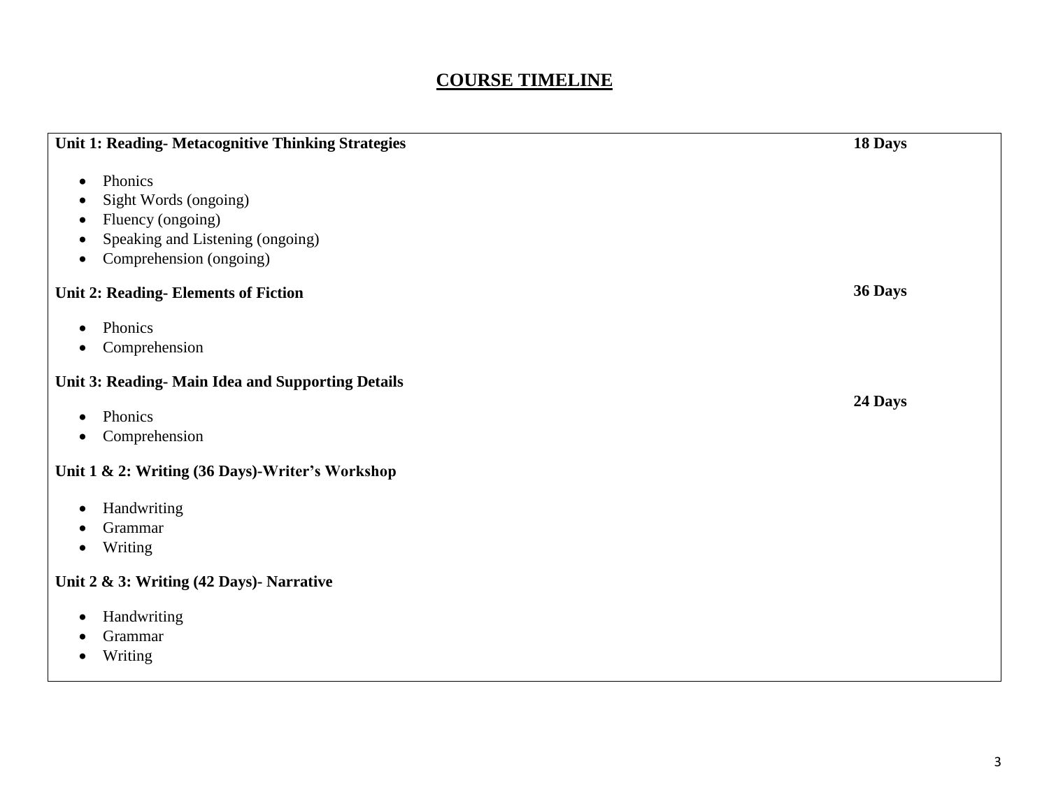# COURSE TIMELINE

**Unit 1: Reading- Metacognitive Thinking Strategies** — **18 Days**

- Phonics
- Sight Words (ongoing)
- Fluency (ongoing)
- Speaking and Listening (ongoing)
- Comprehension (ongoing)

**Unit 2: Reading- Elements of Fiction** — **36 Days**

- Phonics
- Comprehension

**Unit 3: Reading- Main Idea and Supporting Details** — **24 Days**

- Phonics
- Comprehension

**Unit 1 & 2: Writing (36 Days)-Writer's Workshop**

- Handwriting
- Grammar
- Writing

**Unit 2 & 3: Writing (42 Days)- Narrative**

- Handwriting
- Grammar
- Writing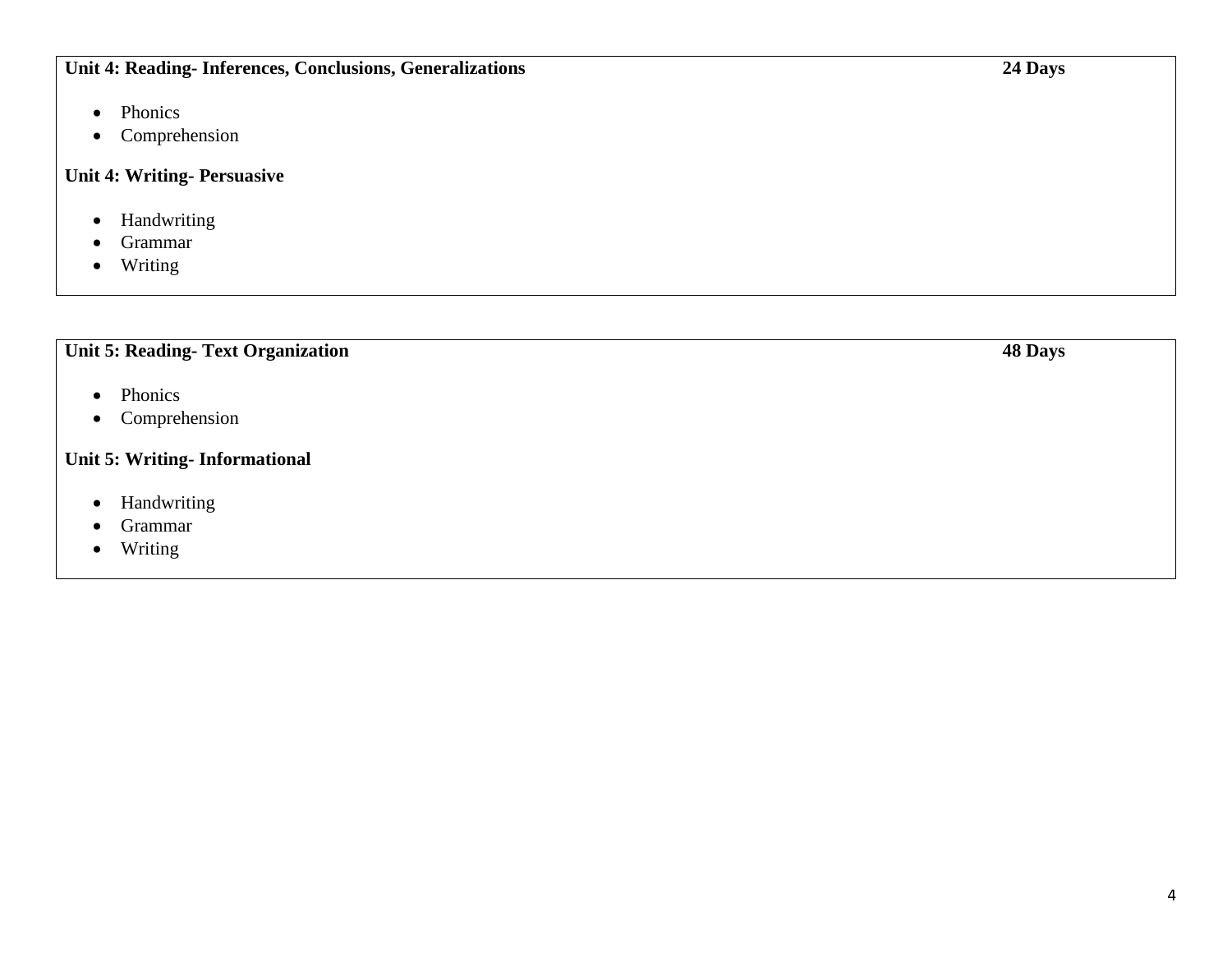**Unit 4: Reading- Inferences, Conclusions, Generalizations** **24 Days**

- Phonics
- Comprehension

**Unit 4: Writing- Persuasive**

- Handwriting
- Grammar
- Writing

**Unit 5: Reading- Text Organization** **48 Days**

- Phonics
- Comprehension

**Unit 5: Writing- Informational**

- Handwriting
- Grammar
- Writing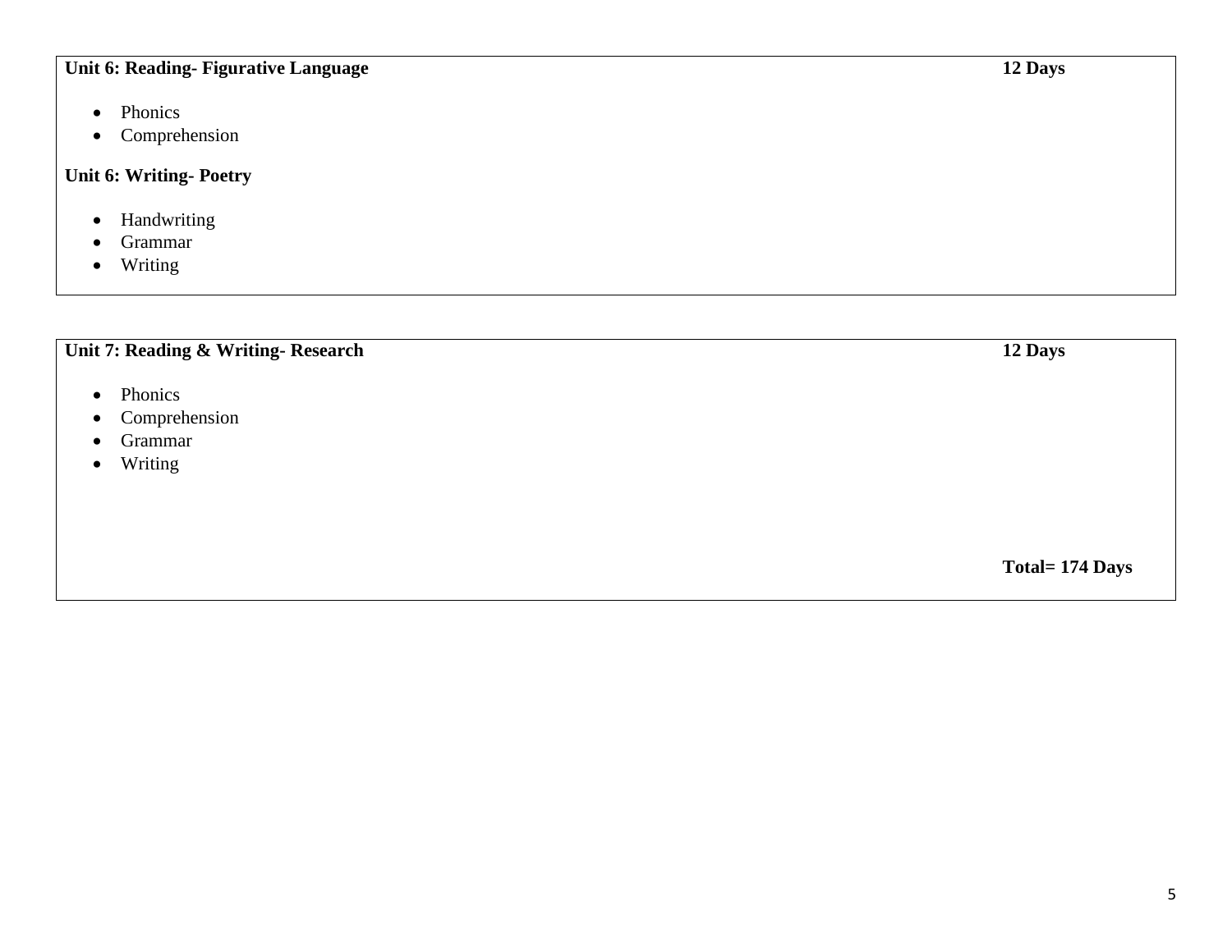**Unit 6: Reading- Figurative Language** **12 Days**

- Phonics
- Comprehension

**Unit 6: Writing- Poetry**

- Handwriting
- Grammar
- Writing

**Unit 7: Reading & Writing- Research** **12 Days**

- Phonics
- Comprehension
- Grammar
- Writing

**Total= 174 Days**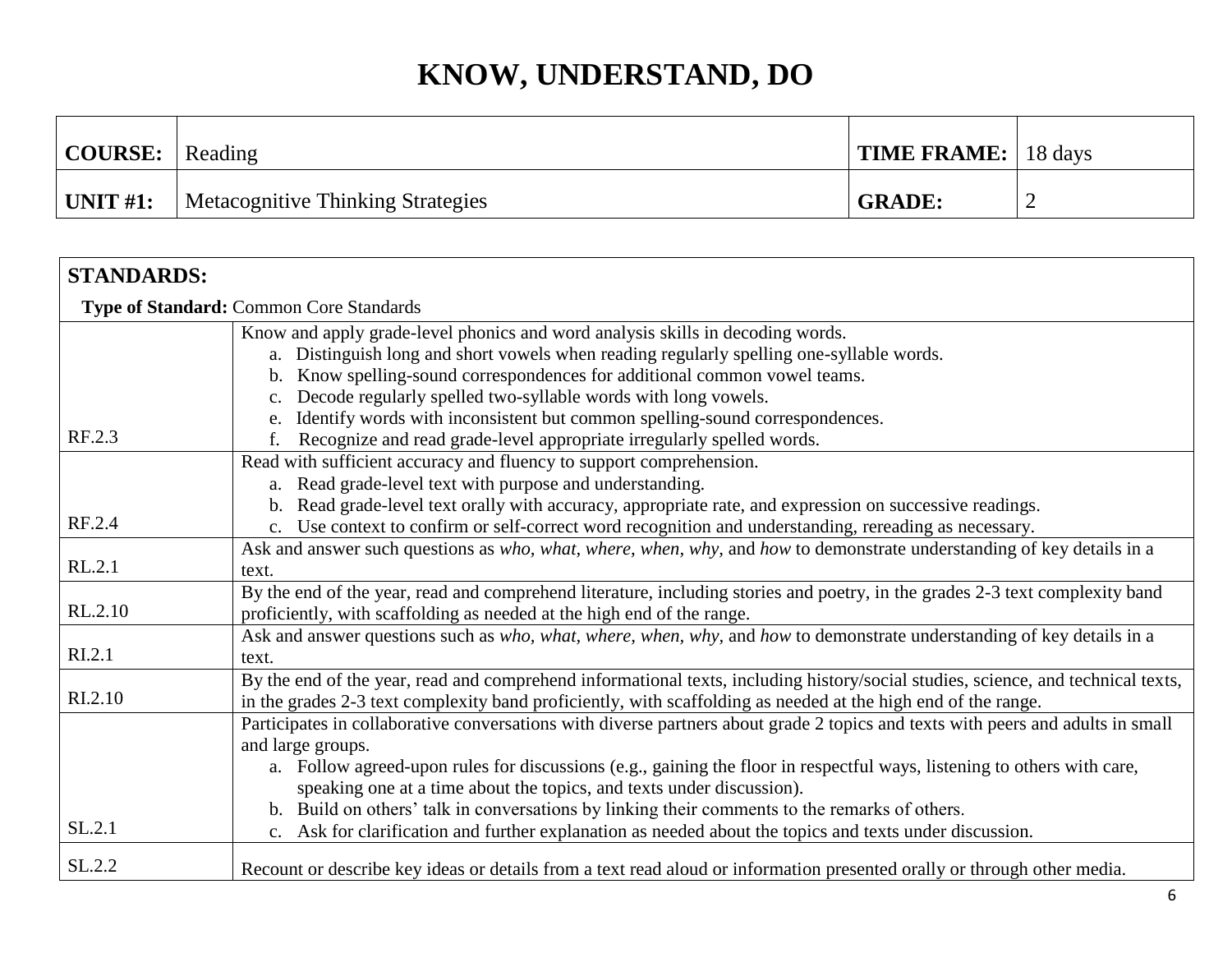# KNOW, UNDERSTAND, DO

| **COURSE:** | Reading | **TIME FRAME:** | 18 days |
|---|---|---|---|
| **UNIT #1:** | Metacognitive Thinking Strategies | **GRADE:** | 2 |

| **STANDARDS:** | |
|---|---|
| **Type of Standard:** Common Core Standards | |
| RF.2.3 | Know and apply grade-level phonics and word analysis skills in decoding words.<br>a. Distinguish long and short vowels when reading regularly spelling one-syllable words.<br>b. Know spelling-sound correspondences for additional common vowel teams.<br>c. Decode regularly spelled two-syllable words with long vowels.<br>e. Identify words with inconsistent but common spelling-sound correspondences.<br>f. Recognize and read grade-level appropriate irregularly spelled words. |
| RF.2.4 | Read with sufficient accuracy and fluency to support comprehension.<br>a. Read grade-level text with purpose and understanding.<br>b. Read grade-level text orally with accuracy, appropriate rate, and expression on successive readings.<br>c. Use context to confirm or self-correct word recognition and understanding, rereading as necessary. |
| RL.2.1 | Ask and answer such questions as *who, what, where, when, why,* and *how* to demonstrate understanding of key details in a text. |
| RL.2.10 | By the end of the year, read and comprehend literature, including stories and poetry, in the grades 2-3 text complexity band proficiently, with scaffolding as needed at the high end of the range. |
| RI.2.1 | Ask and answer questions such as *who, what, where, when, why,* and *how* to demonstrate understanding of key details in a text. |
| RI.2.10 | By the end of the year, read and comprehend informational texts, including history/social studies, science, and technical texts, in the grades 2-3 text complexity band proficiently, with scaffolding as needed at the high end of the range. |
| SL.2.1 | Participates in collaborative conversations with diverse partners about grade 2 topics and texts with peers and adults in small and large groups.<br>a. Follow agreed-upon rules for discussions (e.g., gaining the floor in respectful ways, listening to others with care, speaking one at a time about the topics, and texts under discussion).<br>b. Build on others' talk in conversations by linking their comments to the remarks of others.<br>c. Ask for clarification and further explanation as needed about the topics and texts under discussion. |
| SL.2.2 | Recount or describe key ideas or details from a text read aloud or information presented orally or through other media. |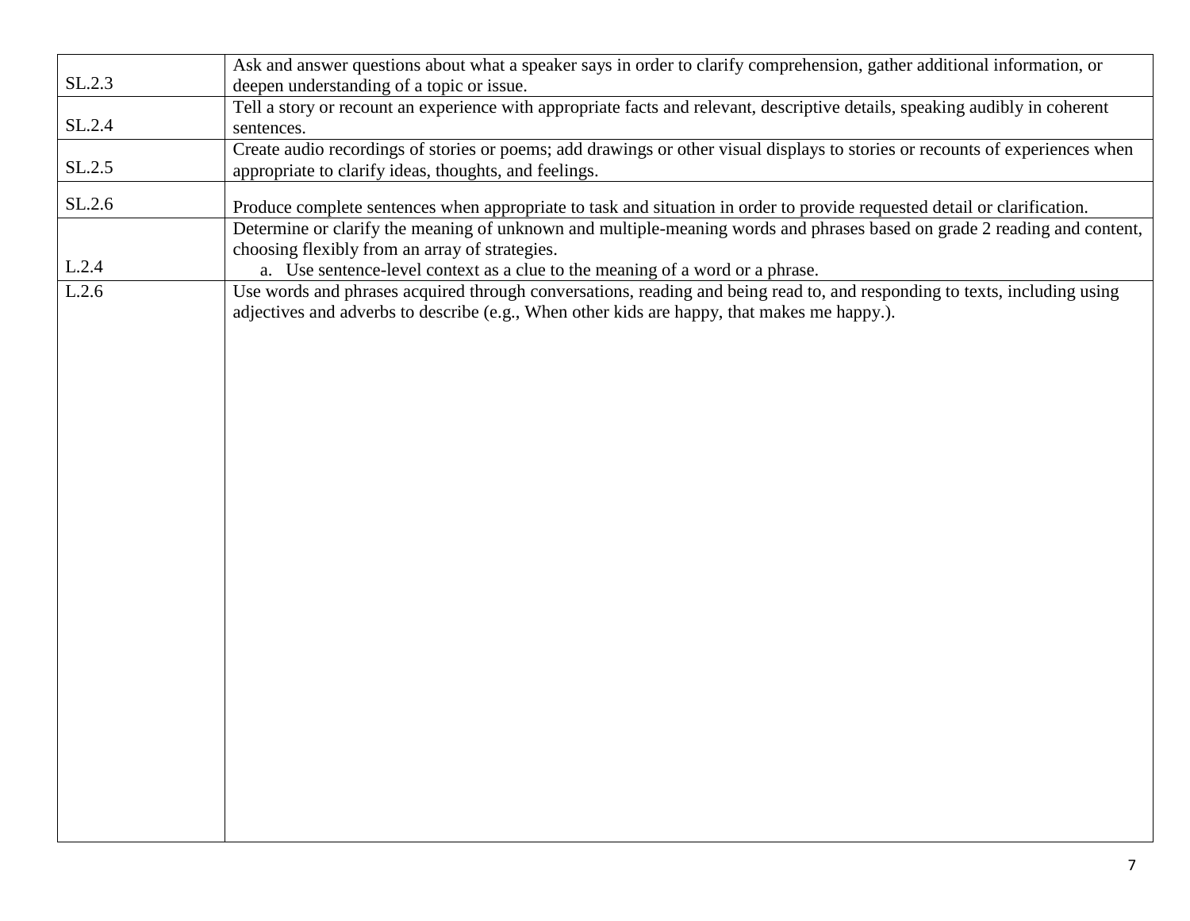| | |
|---|---|
| SL.2.3 | Ask and answer questions about what a speaker says in order to clarify comprehension, gather additional information, or deepen understanding of a topic or issue. |
| SL.2.4 | Tell a story or recount an experience with appropriate facts and relevant, descriptive details, speaking audibly in coherent sentences. |
| SL.2.5 | Create audio recordings of stories or poems; add drawings or other visual displays to stories or recounts of experiences when appropriate to clarify ideas, thoughts, and feelings. |
| SL.2.6 | Produce complete sentences when appropriate to task and situation in order to provide requested detail or clarification. |
| L.2.4 | Determine or clarify the meaning of unknown and multiple-meaning words and phrases based on grade 2 reading and content, choosing flexibly from an array of strategies.<br>a. Use sentence-level context as a clue to the meaning of a word or a phrase. |
| L.2.6 | Use words and phrases acquired through conversations, reading and being read to, and responding to texts, including using adjectives and adverbs to describe (e.g., When other kids are happy, that makes me happy.). |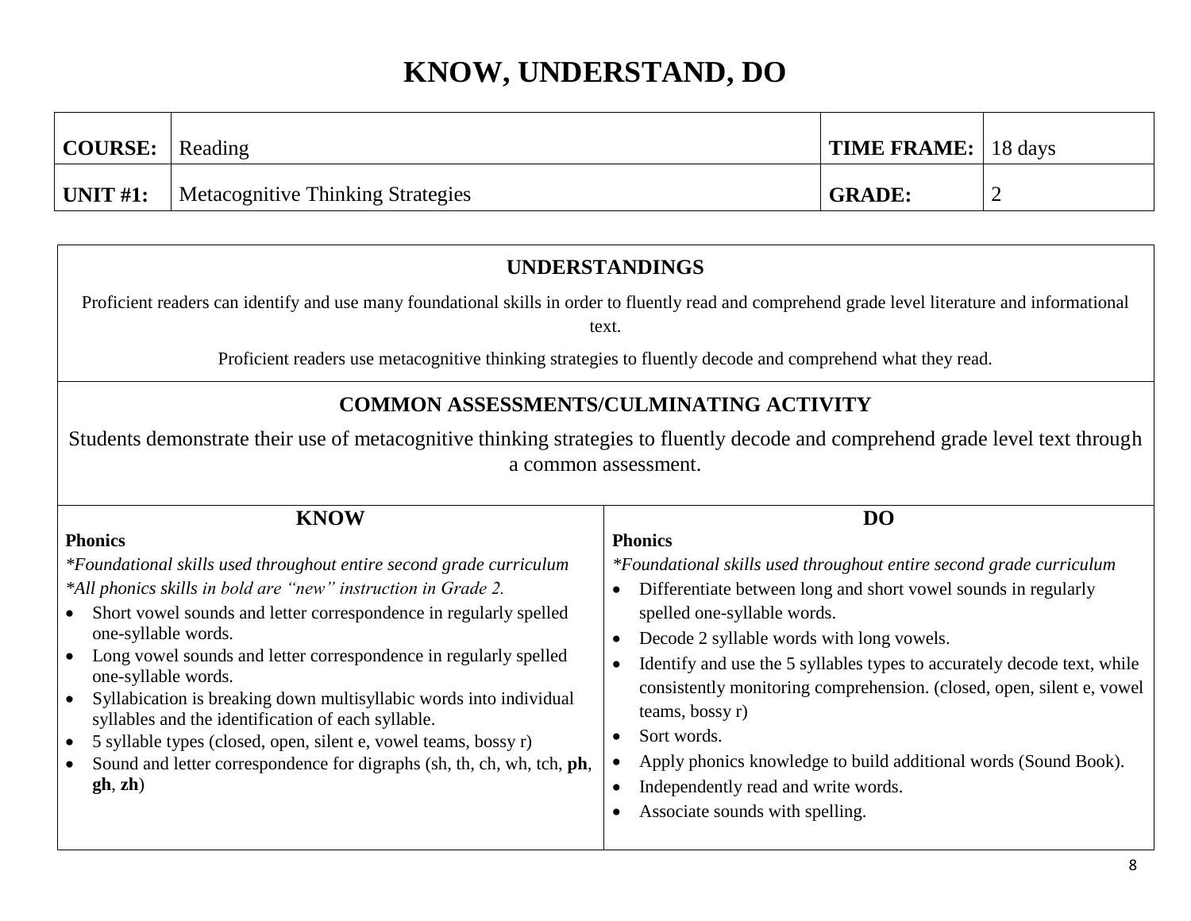# KNOW, UNDERSTAND, DO

| **COURSE:** | Reading | **TIME FRAME:** | 18 days |
|---|---|---|---|
| **UNIT #1:** | Metacognitive Thinking Strategies | **GRADE:** | 2 |

## UNDERSTANDINGS

Proficient readers can identify and use many foundational skills in order to fluently read and comprehend grade level literature and informational text.

Proficient readers use metacognitive thinking strategies to fluently decode and comprehend what they read.

## COMMON ASSESSMENTS/CULMINATING ACTIVITY

Students demonstrate their use of metacognitive thinking strategies to fluently decode and comprehend grade level text through a common assessment.

## KNOW

**Phonics**

*\*Foundational skills used throughout entire second grade curriculum*

*\*All phonics skills in bold are "new" instruction in Grade 2.*

- Short vowel sounds and letter correspondence in regularly spelled one-syllable words.
- Long vowel sounds and letter correspondence in regularly spelled one-syllable words.
- Syllabication is breaking down multisyllabic words into individual syllables and the identification of each syllable.
- 5 syllable types (closed, open, silent e, vowel teams, bossy r)
- Sound and letter correspondence for digraphs (sh, th, ch, wh, tch, **ph**, **gh**, **zh**)

## DO

**Phonics**

*\*Foundational skills used throughout entire second grade curriculum*

- Differentiate between long and short vowel sounds in regularly spelled one-syllable words.
- Decode 2 syllable words with long vowels.
- Identify and use the 5 syllables types to accurately decode text, while consistently monitoring comprehension. (closed, open, silent e, vowel teams, bossy r)
- Sort words.
- Apply phonics knowledge to build additional words (Sound Book).
- Independently read and write words.
- Associate sounds with spelling.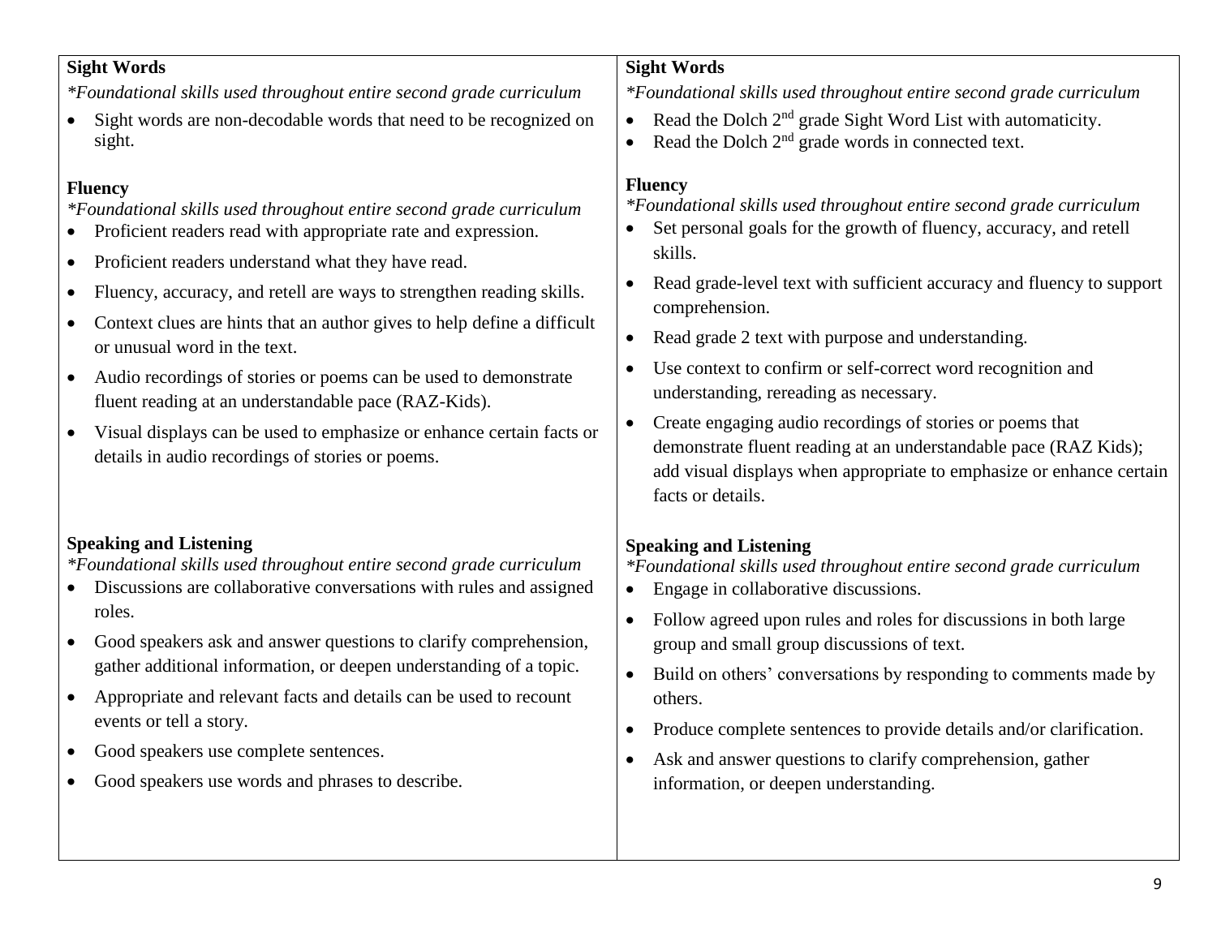| **Sight Words**<br>*\*Foundational skills used throughout entire second grade curriculum*<br>• Sight words are non-decodable words that need to be recognized on sight.<br><br>**Fluency**<br>*\*Foundational skills used throughout entire second grade curriculum*<br>• Proficient readers read with appropriate rate and expression.<br>• Proficient readers understand what they have read.<br>• Fluency, accuracy, and retell are ways to strengthen reading skills.<br>• Context clues are hints that an author gives to help define a difficult or unusual word in the text.<br>• Audio recordings of stories or poems can be used to demonstrate fluent reading at an understandable pace (RAZ-Kids).<br>• Visual displays can be used to emphasize or enhance certain facts or details in audio recordings of stories or poems.<br><br>**Speaking and Listening**<br>*\*Foundational skills used throughout entire second grade curriculum*<br>• Discussions are collaborative conversations with rules and assigned roles.<br>• Good speakers ask and answer questions to clarify comprehension, gather additional information, or deepen understanding of a topic.<br>• Appropriate and relevant facts and details can be used to recount events or tell a story.<br>• Good speakers use complete sentences.<br>• Good speakers use words and phrases to describe. | **Sight Words**<br>*\*Foundational skills used throughout entire second grade curriculum*<br>• Read the Dolch 2nd grade Sight Word List with automaticity.<br>• Read the Dolch 2nd grade words in connected text.<br><br>**Fluency**<br>*\*Foundational skills used throughout entire second grade curriculum*<br>• Set personal goals for the growth of fluency, accuracy, and retell skills.<br>• Read grade-level text with sufficient accuracy and fluency to support comprehension.<br>• Read grade 2 text with purpose and understanding.<br>• Use context to confirm or self-correct word recognition and understanding, rereading as necessary.<br>• Create engaging audio recordings of stories or poems that demonstrate fluent reading at an understandable pace (RAZ Kids); add visual displays when appropriate to emphasize or enhance certain facts or details.<br><br>**Speaking and Listening**<br>*\*Foundational skills used throughout entire second grade curriculum*<br>• Engage in collaborative discussions.<br>• Follow agreed upon rules and roles for discussions in both large group and small group discussions of text.<br>• Build on others' conversations by responding to comments made by others.<br>• Produce complete sentences to provide details and/or clarification.<br>• Ask and answer questions to clarify comprehension, gather information, or deepen understanding. |
|---|---|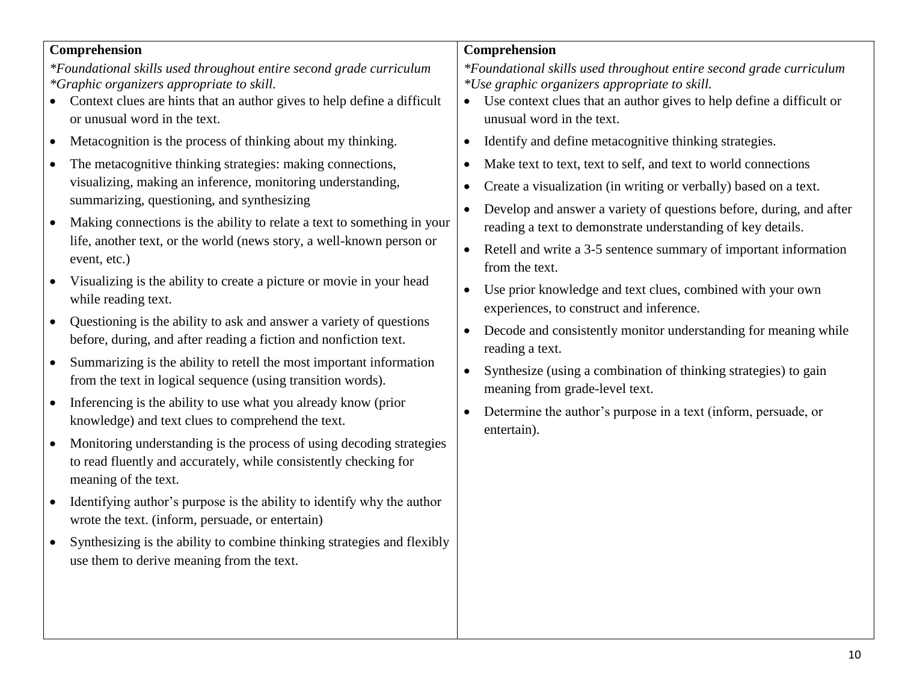| **Comprehension** | **Comprehension** |
|---|---|
| *\*Foundational skills used throughout entire second grade curriculum*<br>*\*Graphic organizers appropriate to skill.*<br>• Context clues are hints that an author gives to help define a difficult or unusual word in the text.<br>• Metacognition is the process of thinking about my thinking.<br>• The metacognitive thinking strategies: making connections, visualizing, making an inference, monitoring understanding, summarizing, questioning, and synthesizing<br>• Making connections is the ability to relate a text to something in your life, another text, or the world (news story, a well-known person or event, etc.)<br>• Visualizing is the ability to create a picture or movie in your head while reading text.<br>• Questioning is the ability to ask and answer a variety of questions before, during, and after reading a fiction and nonfiction text.<br>• Summarizing is the ability to retell the most important information from the text in logical sequence (using transition words).<br>• Inferencing is the ability to use what you already know (prior knowledge) and text clues to comprehend the text.<br>• Monitoring understanding is the process of using decoding strategies to read fluently and accurately, while consistently checking for meaning of the text.<br>• Identifying author's purpose is the ability to identify why the author wrote the text. (inform, persuade, or entertain)<br>• Synthesizing is the ability to combine thinking strategies and flexibly use them to derive meaning from the text. | *\*Foundational skills used throughout entire second grade curriculum*<br>*\*Use graphic organizers appropriate to skill.*<br>• Use context clues that an author gives to help define a difficult or unusual word in the text.<br>• Identify and define metacognitive thinking strategies.<br>• Make text to text, text to self, and text to world connections<br>• Create a visualization (in writing or verbally) based on a text.<br>• Develop and answer a variety of questions before, during, and after reading a text to demonstrate understanding of key details.<br>• Retell and write a 3-5 sentence summary of important information from the text.<br>• Use prior knowledge and text clues, combined with your own experiences, to construct and inference.<br>• Decode and consistently monitor understanding for meaning while reading a text.<br>• Synthesize (using a combination of thinking strategies) to gain meaning from grade-level text.<br>• Determine the author's purpose in a text (inform, persuade, or entertain). |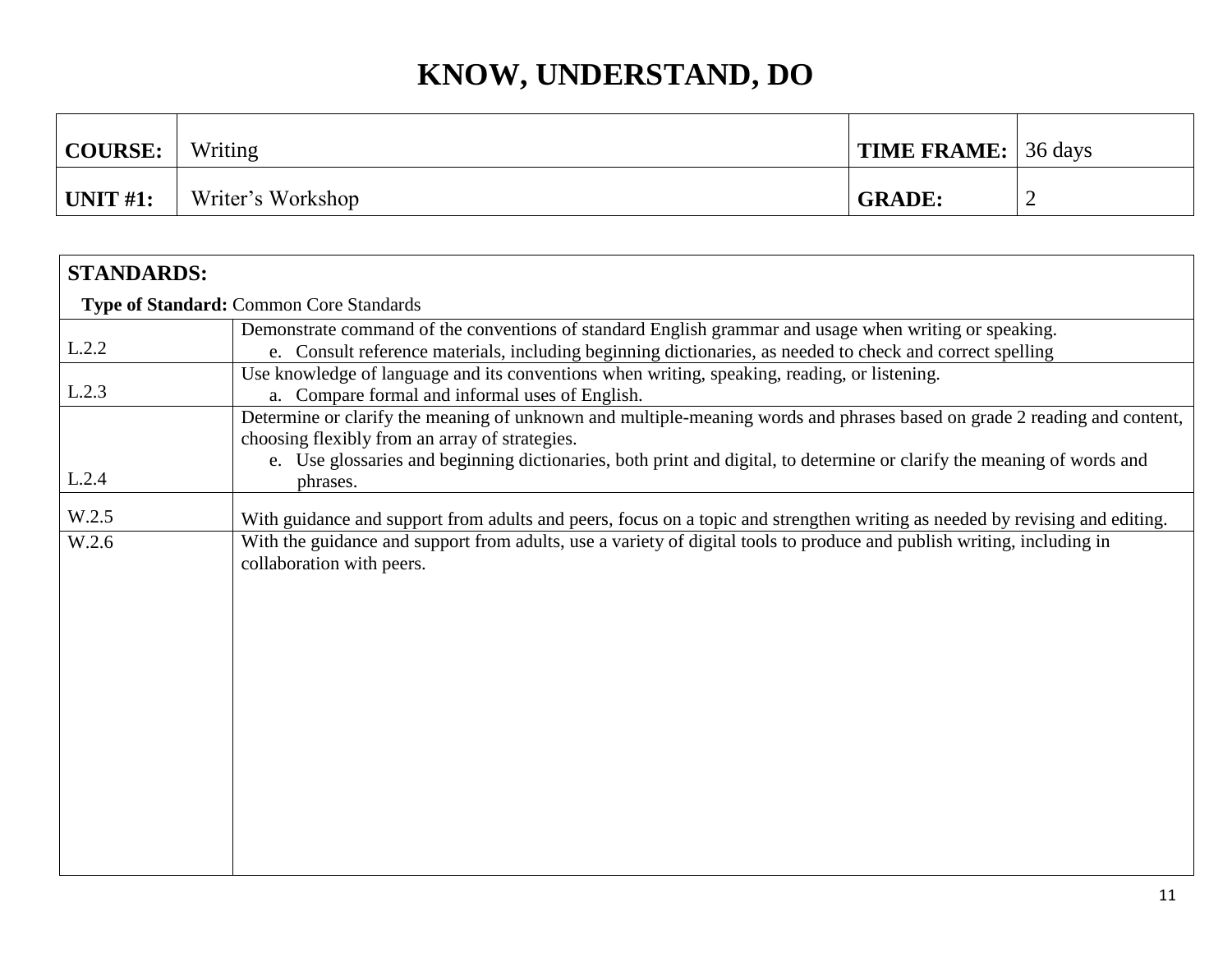# KNOW, UNDERSTAND, DO

| | | | |
|---|---|---|---|
| **COURSE:** | Writing | **TIME FRAME:** | 36 days |
| **UNIT #1:** | Writer's Workshop | **GRADE:** | 2 |

**STANDARDS:**

**Type of Standard:** Common Core Standards

| | |
|---|---|
| L.2.2 | Demonstrate command of the conventions of standard English grammar and usage when writing or speaking.<br>e. Consult reference materials, including beginning dictionaries, as needed to check and correct spelling |
| L.2.3 | Use knowledge of language and its conventions when writing, speaking, reading, or listening.<br>a. Compare formal and informal uses of English. |
| L.2.4 | Determine or clarify the meaning of unknown and multiple-meaning words and phrases based on grade 2 reading and content, choosing flexibly from an array of strategies.<br>e. Use glossaries and beginning dictionaries, both print and digital, to determine or clarify the meaning of words and phrases. |
| W.2.5 | With guidance and support from adults and peers, focus on a topic and strengthen writing as needed by revising and editing. |
| W.2.6 | With the guidance and support from adults, use a variety of digital tools to produce and publish writing, including in collaboration with peers. |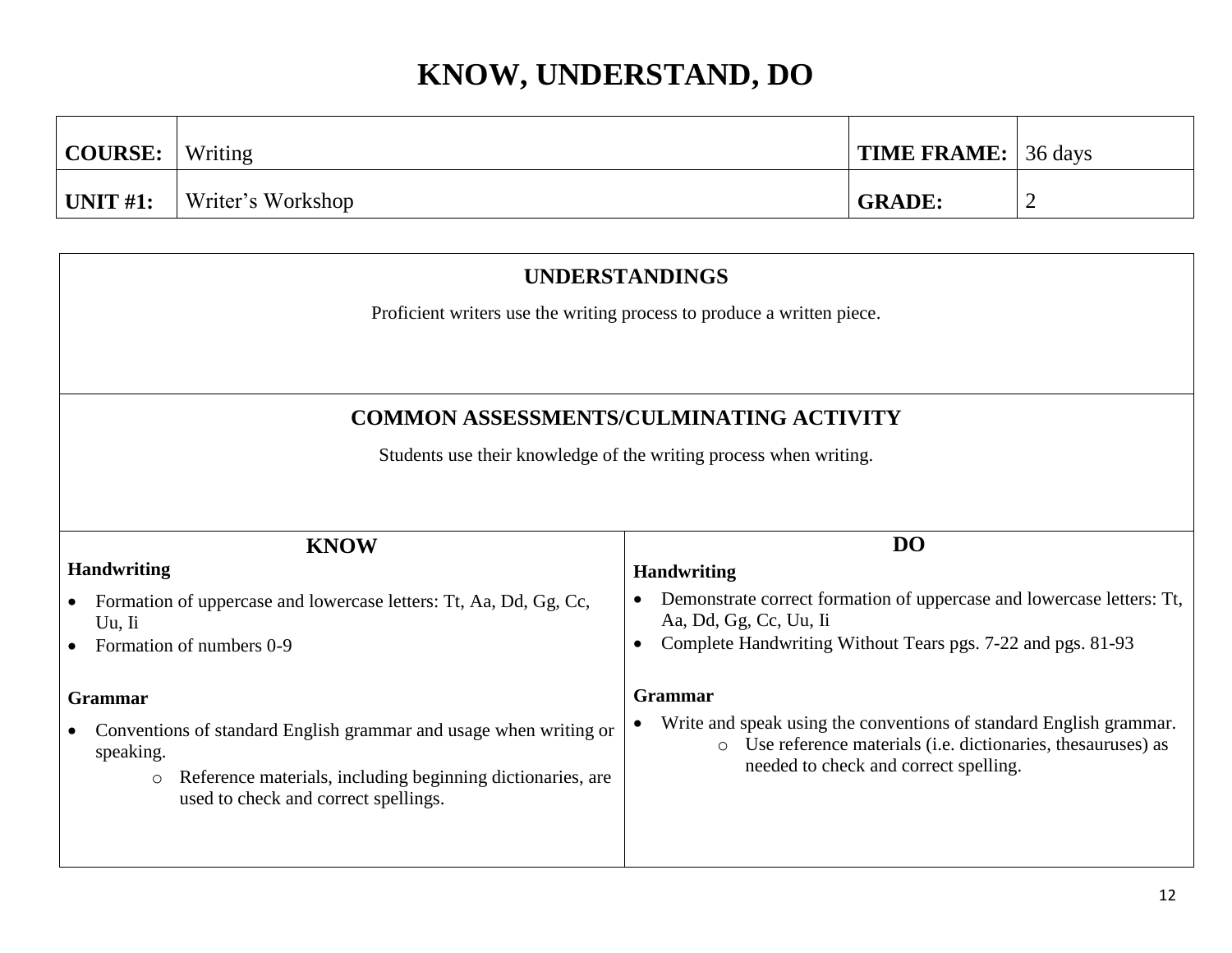# KNOW, UNDERSTAND, DO

| **COURSE:** | Writing | **TIME FRAME:** | 36 days |
|---|---|---|---|
| **UNIT #1:** | Writer's Workshop | **GRADE:** | 2 |

## UNDERSTANDINGS

Proficient writers use the writing process to produce a written piece.

## COMMON ASSESSMENTS/CULMINATING ACTIVITY

Students use their knowledge of the writing process when writing.

| KNOW | DO |
|---|---|
| **Handwriting**<br>• Formation of uppercase and lowercase letters: Tt, Aa, Dd, Gg, Cc, Uu, Ii<br>• Formation of numbers 0-9<br><br>**Grammar**<br>• Conventions of standard English grammar and usage when writing or speaking.<br>&nbsp;&nbsp;&nbsp;&nbsp;○ Reference materials, including beginning dictionaries, are used to check and correct spellings. | **Handwriting**<br>• Demonstrate correct formation of uppercase and lowercase letters: Tt, Aa, Dd, Gg, Cc, Uu, Ii<br>• Complete Handwriting Without Tears pgs. 7-22 and pgs. 81-93<br><br>**Grammar**<br>• Write and speak using the conventions of standard English grammar.<br>&nbsp;&nbsp;&nbsp;&nbsp;○ Use reference materials (i.e. dictionaries, thesauruses) as needed to check and correct spelling. |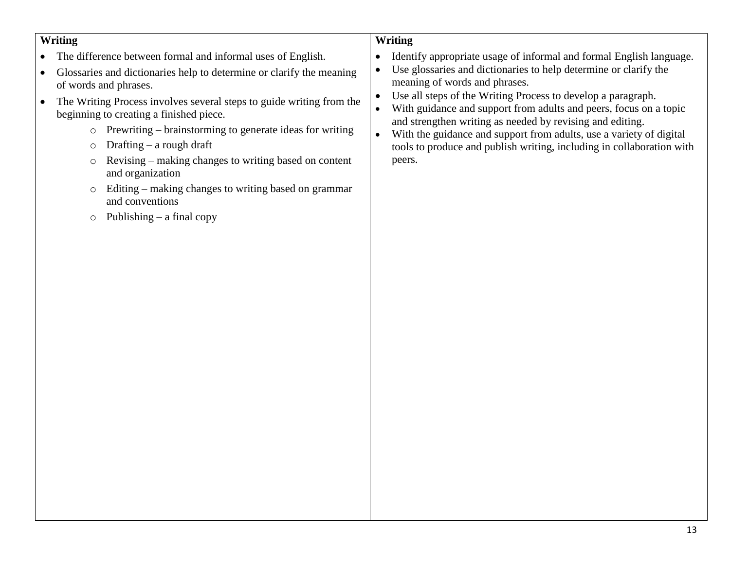| Writing | Writing |
| --- | --- |
| • The difference between formal and informal uses of English.<br>• Glossaries and dictionaries help to determine or clarify the meaning of words and phrases.<br>• The Writing Process involves several steps to guide writing from the beginning to creating a finished piece.<br>  ○ Prewriting – brainstorming to generate ideas for writing<br>  ○ Drafting – a rough draft<br>  ○ Revising – making changes to writing based on content and organization<br>  ○ Editing – making changes to writing based on grammar and conventions<br>  ○ Publishing – a final copy | • Identify appropriate usage of informal and formal English language.<br>• Use glossaries and dictionaries to help determine or clarify the meaning of words and phrases.<br>• Use all steps of the Writing Process to develop a paragraph.<br>• With guidance and support from adults and peers, focus on a topic and strengthen writing as needed by revising and editing.<br>• With the guidance and support from adults, use a variety of digital tools to produce and publish writing, including in collaboration with peers. |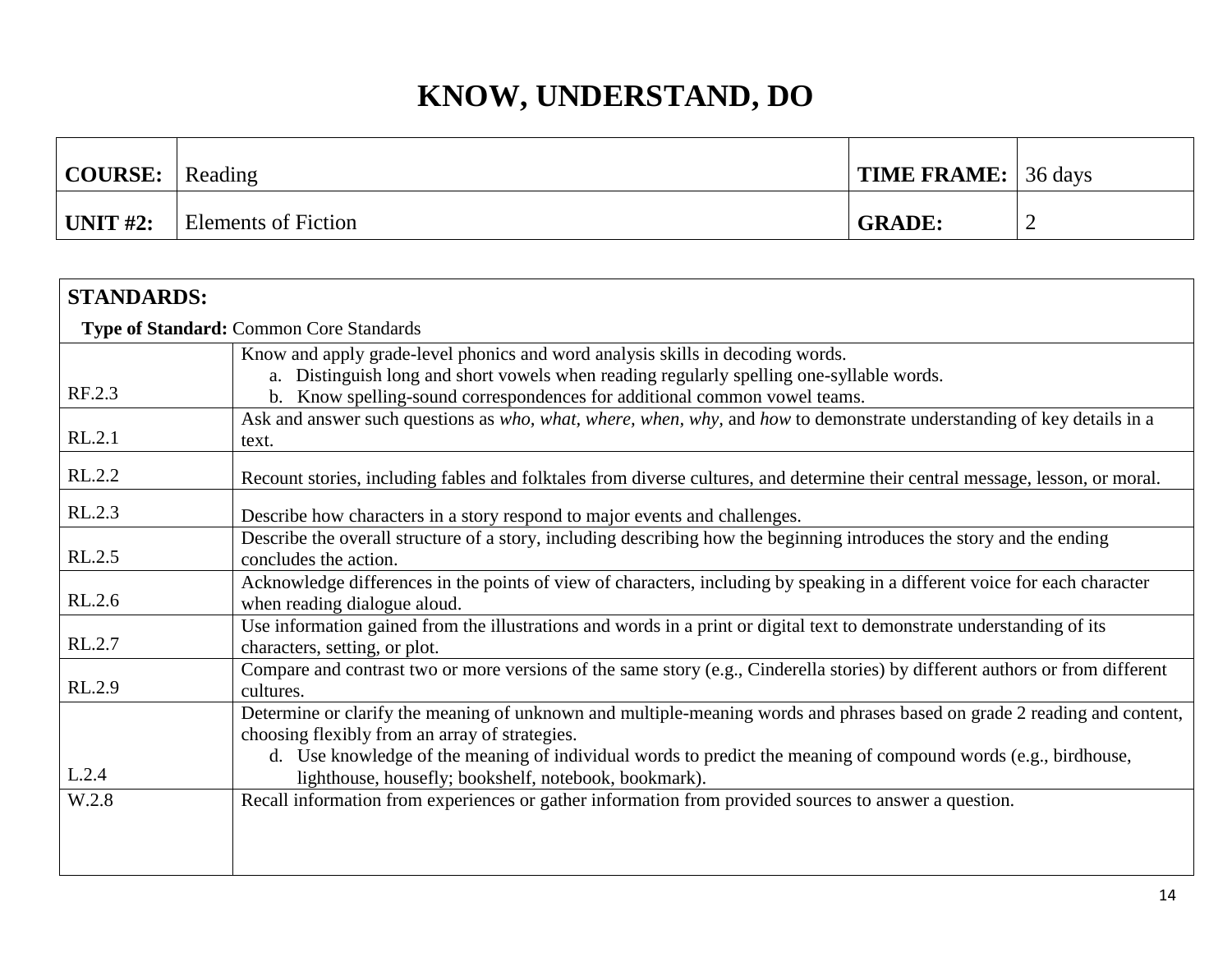# KNOW, UNDERSTAND, DO

| **COURSE:** | Reading | **TIME FRAME:** | 36 days |
|---|---|---|---|
| **UNIT #2:** | Elements of Fiction | **GRADE:** | 2 |

| **STANDARDS:** | |
|---|---|
| **Type of Standard:** Common Core Standards | |
| RF.2.3 | Know and apply grade-level phonics and word analysis skills in decoding words.<br>a. Distinguish long and short vowels when reading regularly spelling one-syllable words.<br>b. Know spelling-sound correspondences for additional common vowel teams. |
| RL.2.1 | Ask and answer such questions as *who, what, where, when, why,* and *how* to demonstrate understanding of key details in a text. |
| RL.2.2 | Recount stories, including fables and folktales from diverse cultures, and determine their central message, lesson, or moral. |
| RL.2.3 | Describe how characters in a story respond to major events and challenges. |
| RL.2.5 | Describe the overall structure of a story, including describing how the beginning introduces the story and the ending concludes the action. |
| RL.2.6 | Acknowledge differences in the points of view of characters, including by speaking in a different voice for each character when reading dialogue aloud. |
| RL.2.7 | Use information gained from the illustrations and words in a print or digital text to demonstrate understanding of its characters, setting, or plot. |
| RL.2.9 | Compare and contrast two or more versions of the same story (e.g., Cinderella stories) by different authors or from different cultures. |
| L.2.4 | Determine or clarify the meaning of unknown and multiple-meaning words and phrases based on grade 2 reading and content, choosing flexibly from an array of strategies.<br>d. Use knowledge of the meaning of individual words to predict the meaning of compound words (e.g., birdhouse, lighthouse, housefly; bookshelf, notebook, bookmark). |
| W.2.8 | Recall information from experiences or gather information from provided sources to answer a question. |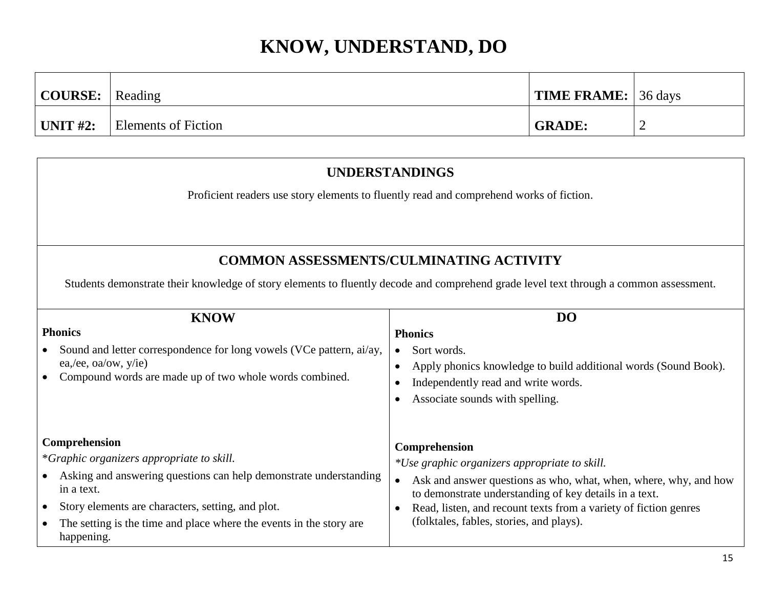# KNOW, UNDERSTAND, DO

| **COURSE:** | Reading | **TIME FRAME:** | 36 days |
|---|---|---|---|
| **UNIT #2:** | Elements of Fiction | **GRADE:** | 2 |

## UNDERSTANDINGS

Proficient readers use story elements to fluently read and comprehend works of fiction.

## COMMON ASSESSMENTS/CULMINATING ACTIVITY

Students demonstrate their knowledge of story elements to fluently decode and comprehend grade level text through a common assessment.

| KNOW | DO |
|---|---|
| **Phonics**<br>• Sound and letter correspondence for long vowels (VCe pattern, ai/ay, ea,/ee, oa/ow, y/ie)<br>• Compound words are made up of two whole words combined. | **Phonics**<br>• Sort words.<br>• Apply phonics knowledge to build additional words (Sound Book).<br>• Independently read and write words.<br>• Associate sounds with spelling. |
| **Comprehension**<br>**Graphic organizers appropriate to skill.*<br>• Asking and answering questions can help demonstrate understanding in a text.<br>• Story elements are characters, setting, and plot.<br>• The setting is the time and place where the events in the story are happening. | **Comprehension**<br>**Use graphic organizers appropriate to skill.*<br>• Ask and answer questions as who, what, when, where, why, and how to demonstrate understanding of key details in a text.<br>• Read, listen, and recount texts from a variety of fiction genres (folktales, fables, stories, and plays). |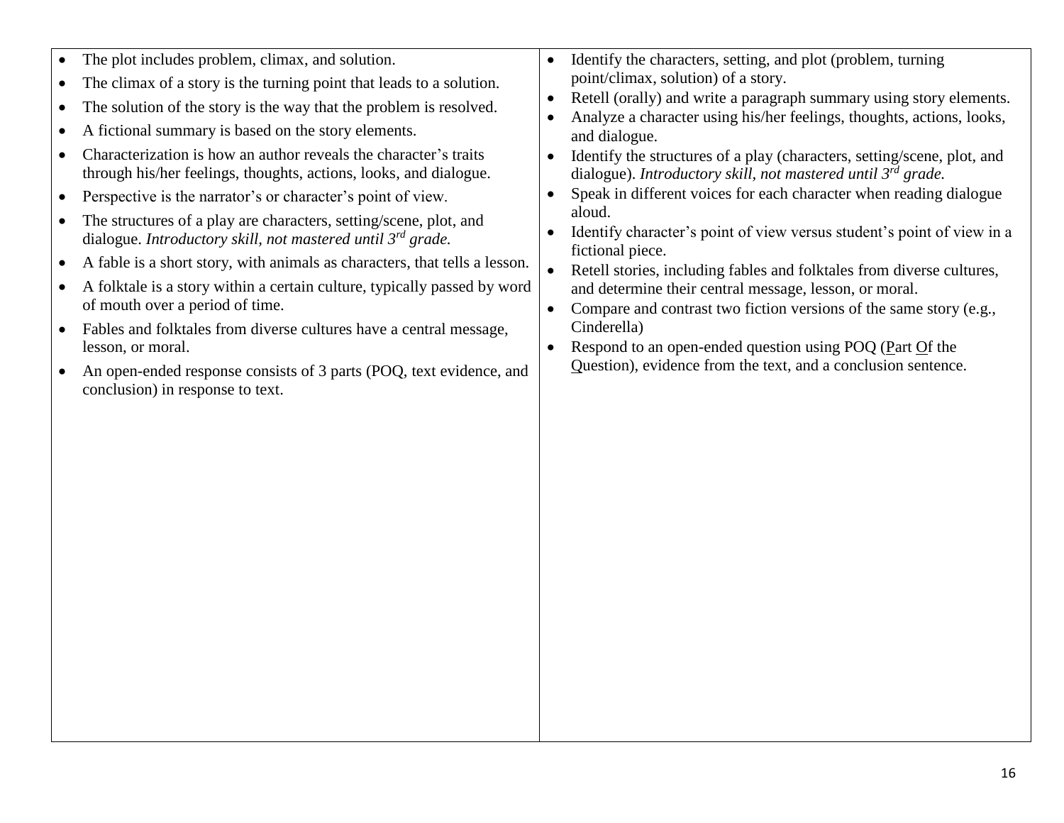| | |
|---|---|
| • The plot includes problem, climax, and solution.<br>• The climax of a story is the turning point that leads to a solution.<br>• The solution of the story is the way that the problem is resolved.<br>• A fictional summary is based on the story elements.<br>• Characterization is how an author reveals the character's traits through his/her feelings, thoughts, actions, looks, and dialogue.<br>• Perspective is the narrator's or character's point of view.<br>• The structures of a play are characters, setting/scene, plot, and dialogue. *Introductory skill, not mastered until 3rd grade.*<br>• A fable is a short story, with animals as characters, that tells a lesson.<br>• A folktale is a story within a certain culture, typically passed by word of mouth over a period of time.<br>• Fables and folktales from diverse cultures have a central message, lesson, or moral.<br>• An open-ended response consists of 3 parts (POQ, text evidence, and conclusion) in response to text. | • Identify the characters, setting, and plot (problem, turning point/climax, solution) of a story.<br>• Retell (orally) and write a paragraph summary using story elements.<br>• Analyze a character using his/her feelings, thoughts, actions, looks, and dialogue.<br>• Identify the structures of a play (characters, setting/scene, plot, and dialogue). *Introductory skill, not mastered until 3rd grade.*<br>• Speak in different voices for each character when reading dialogue aloud.<br>• Identify character's point of view versus student's point of view in a fictional piece.<br>• Retell stories, including fables and folktales from diverse cultures, and determine their central message, lesson, or moral.<br>• Compare and contrast two fiction versions of the same story (e.g., Cinderella)<br>• Respond to an open-ended question using POQ (Part Of the Question), evidence from the text, and a conclusion sentence. |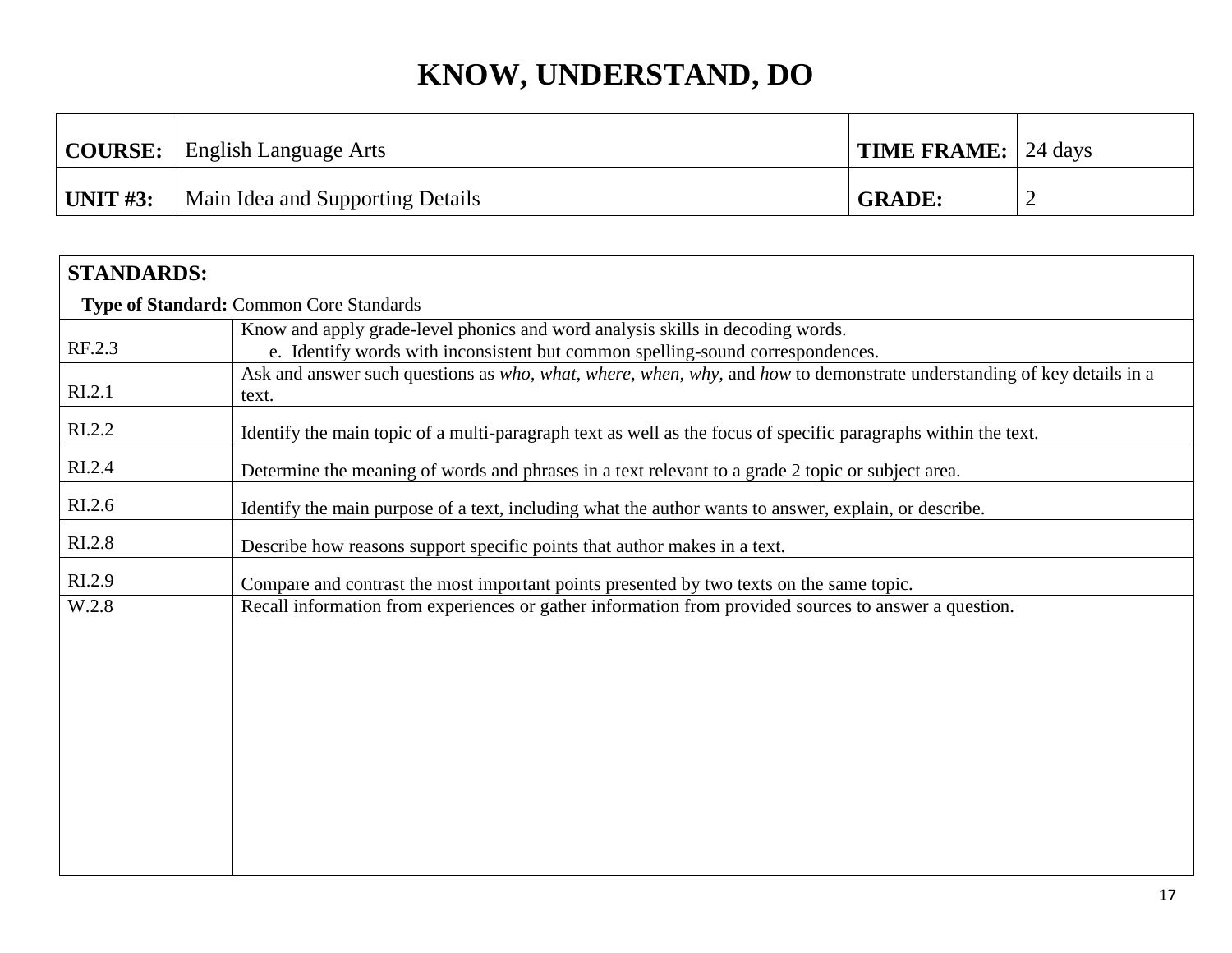# KNOW, UNDERSTAND, DO

| | | | |
|---|---|---|---|
| **COURSE:** | English Language Arts | **TIME FRAME:** | 24 days |
| **UNIT #3:** | Main Idea and Supporting Details | **GRADE:** | 2 |

**STANDARDS:**

**Type of Standard:** Common Core Standards

| | |
|---|---|
| RF.2.3 | Know and apply grade-level phonics and word analysis skills in decoding words.<br>e. Identify words with inconsistent but common spelling-sound correspondences. |
| RI.2.1 | Ask and answer such questions as *who, what, where, when, why,* and *how* to demonstrate understanding of key details in a text. |
| RI.2.2 | Identify the main topic of a multi-paragraph text as well as the focus of specific paragraphs within the text. |
| RI.2.4 | Determine the meaning of words and phrases in a text relevant to a grade 2 topic or subject area. |
| RI.2.6 | Identify the main purpose of a text, including what the author wants to answer, explain, or describe. |
| RI.2.8 | Describe how reasons support specific points that author makes in a text. |
| RI.2.9 | Compare and contrast the most important points presented by two texts on the same topic. |
| W.2.8 | Recall information from experiences or gather information from provided sources to answer a question. |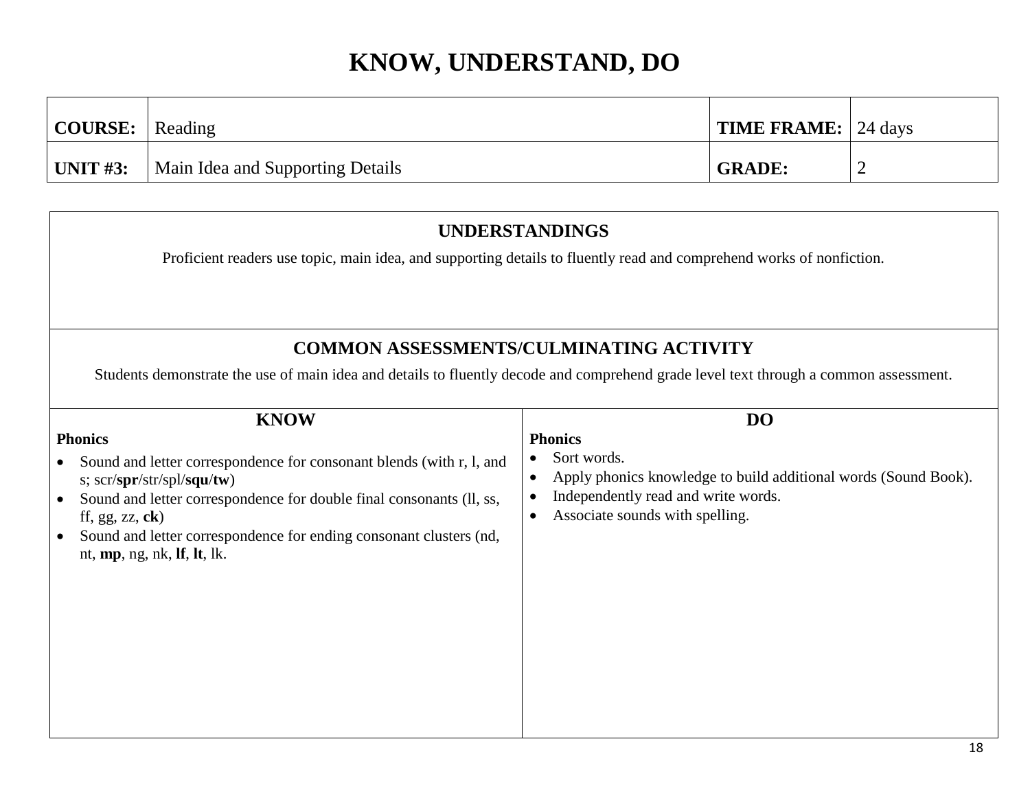# KNOW, UNDERSTAND, DO

| COURSE: | Reading | TIME FRAME: | 24 days |
|---|---|---|---|
| UNIT #3: | Main Idea and Supporting Details | GRADE: | 2 |

## UNDERSTANDINGS

Proficient readers use topic, main idea, and supporting details to fluently read and comprehend works of nonfiction.

## COMMON ASSESSMENTS/CULMINATING ACTIVITY

Students demonstrate the use of main idea and details to fluently decode and comprehend grade level text through a common assessment.

| KNOW | DO |
|---|---|
| **Phonics**<br>• Sound and letter correspondence for consonant blends (with r, l, and s; scr/**spr**/str/spl/**squ**/**tw**)<br>• Sound and letter correspondence for double final consonants (ll, ss, ff, gg, zz, **ck**)<br>• Sound and letter correspondence for ending consonant clusters (nd, nt, **mp**, ng, nk, **lf**, **lt**, lk. | **Phonics**<br>• Sort words.<br>• Apply phonics knowledge to build additional words (Sound Book).<br>• Independently read and write words.<br>• Associate sounds with spelling. |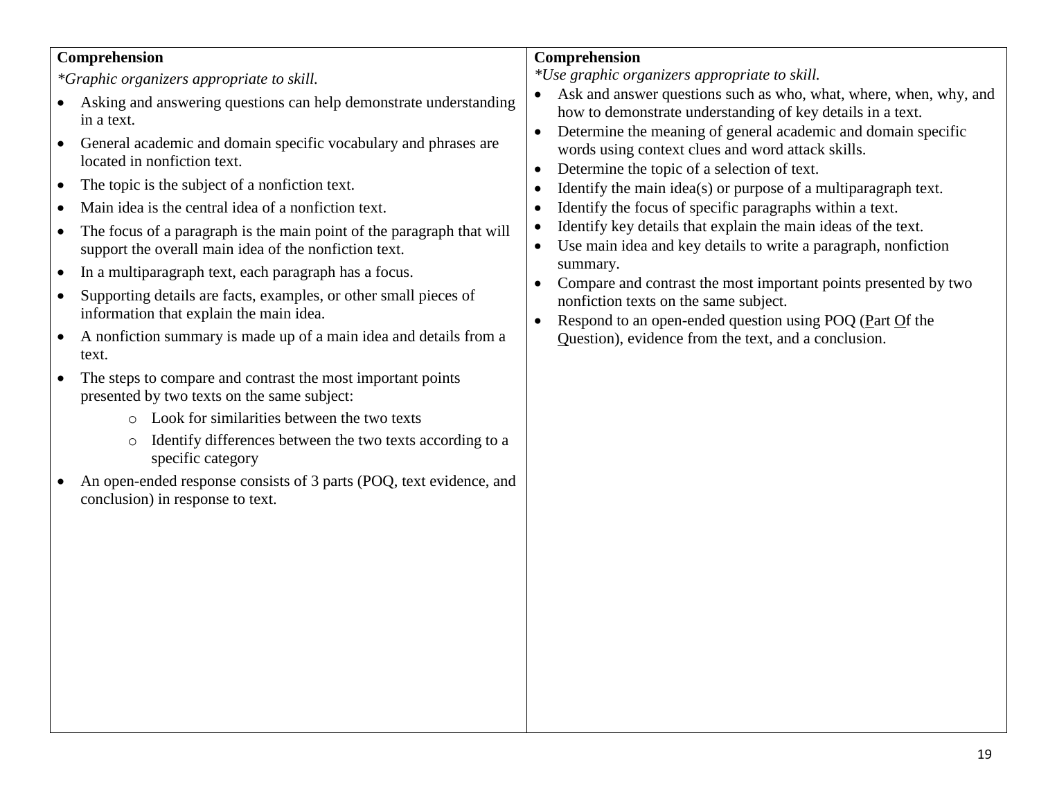| Comprehension | Comprehension |
| --- | --- |
| *\*Graphic organizers appropriate to skill.*<br>• Asking and answering questions can help demonstrate understanding in a text.<br>• General academic and domain specific vocabulary and phrases are located in nonfiction text.<br>• The topic is the subject of a nonfiction text.<br>• Main idea is the central idea of a nonfiction text.<br>• The focus of a paragraph is the main point of the paragraph that will support the overall main idea of the nonfiction text.<br>• In a multiparagraph text, each paragraph has a focus.<br>• Supporting details are facts, examples, or other small pieces of information that explain the main idea.<br>• A nonfiction summary is made up of a main idea and details from a text.<br>• The steps to compare and contrast the most important points presented by two texts on the same subject:<br>&nbsp;&nbsp;&nbsp;&nbsp;o Look for similarities between the two texts<br>&nbsp;&nbsp;&nbsp;&nbsp;o Identify differences between the two texts according to a specific category<br>• An open-ended response consists of 3 parts (POQ, text evidence, and conclusion) in response to text. | *\*Use graphic organizers appropriate to skill.*<br>• Ask and answer questions such as who, what, where, when, why, and how to demonstrate understanding of key details in a text.<br>• Determine the meaning of general academic and domain specific words using context clues and word attack skills.<br>• Determine the topic of a selection of text.<br>• Identify the main idea(s) or purpose of a multiparagraph text.<br>• Identify the focus of specific paragraphs within a text.<br>• Identify key details that explain the main ideas of the text.<br>• Use main idea and key details to write a paragraph, nonfiction summary.<br>• Compare and contrast the most important points presented by two nonfiction texts on the same subject.<br>• Respond to an open-ended question using POQ (<u>P</u>art <u>O</u>f the <u>Q</u>uestion), evidence from the text, and a conclusion. |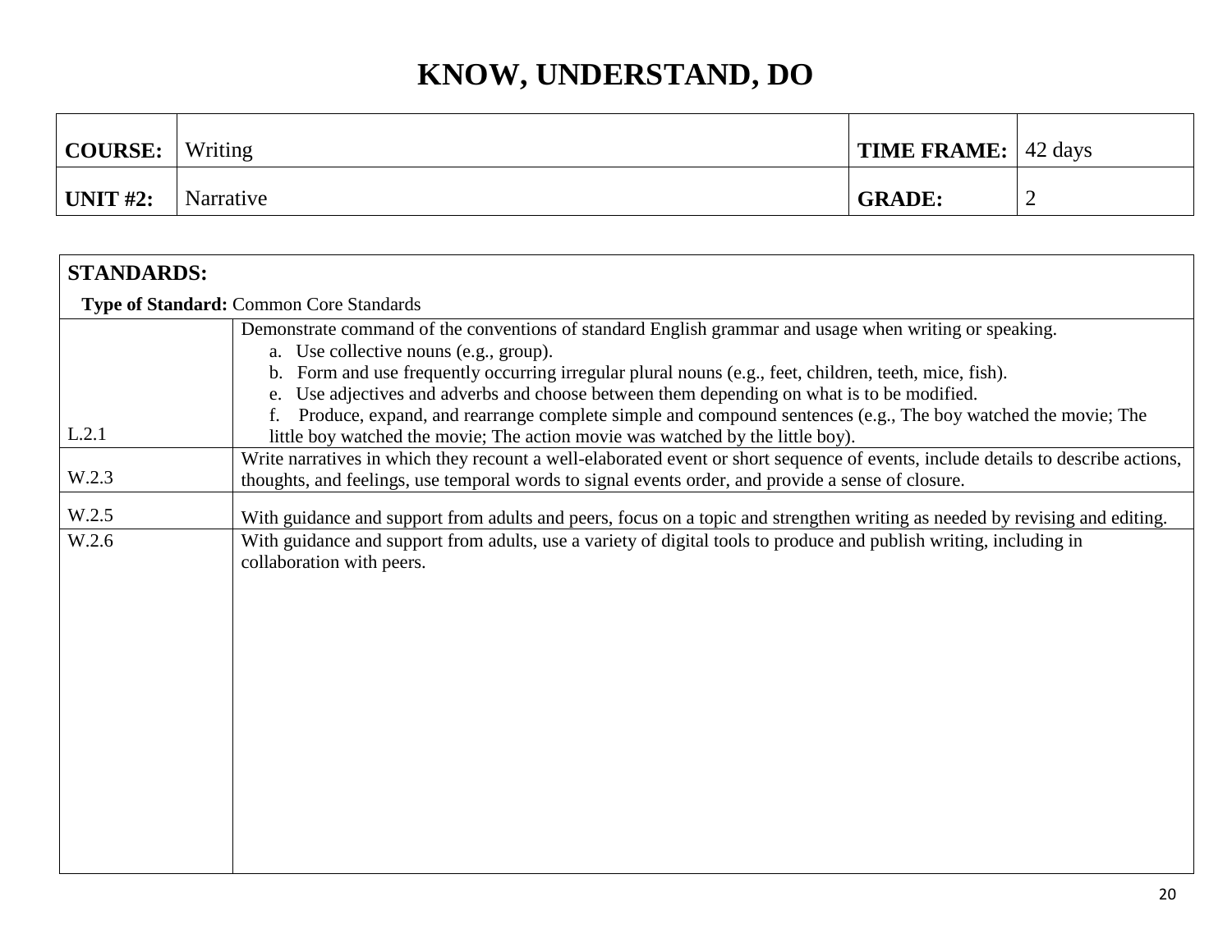# KNOW, UNDERSTAND, DO

| COURSE: | Writing | TIME FRAME: | 42 days |
|---|---|---|---|
| UNIT #2: | Narrative | GRADE: | 2 |

| STANDARDS: | |
|---|---|
| **Type of Standard:** Common Core Standards | |
| L.2.1 | Demonstrate command of the conventions of standard English grammar and usage when writing or speaking.<br>a. Use collective nouns (e.g., group).<br>b. Form and use frequently occurring irregular plural nouns (e.g., feet, children, teeth, mice, fish).<br>e. Use adjectives and adverbs and choose between them depending on what is to be modified.<br>f. Produce, expand, and rearrange complete simple and compound sentences (e.g., The boy watched the movie; The little boy watched the movie; The action movie was watched by the little boy). |
| W.2.3 | Write narratives in which they recount a well-elaborated event or short sequence of events, include details to describe actions, thoughts, and feelings, use temporal words to signal events order, and provide a sense of closure. |
| W.2.5 | With guidance and support from adults and peers, focus on a topic and strengthen writing as needed by revising and editing. |
| W.2.6 | With guidance and support from adults, use a variety of digital tools to produce and publish writing, including in collaboration with peers. |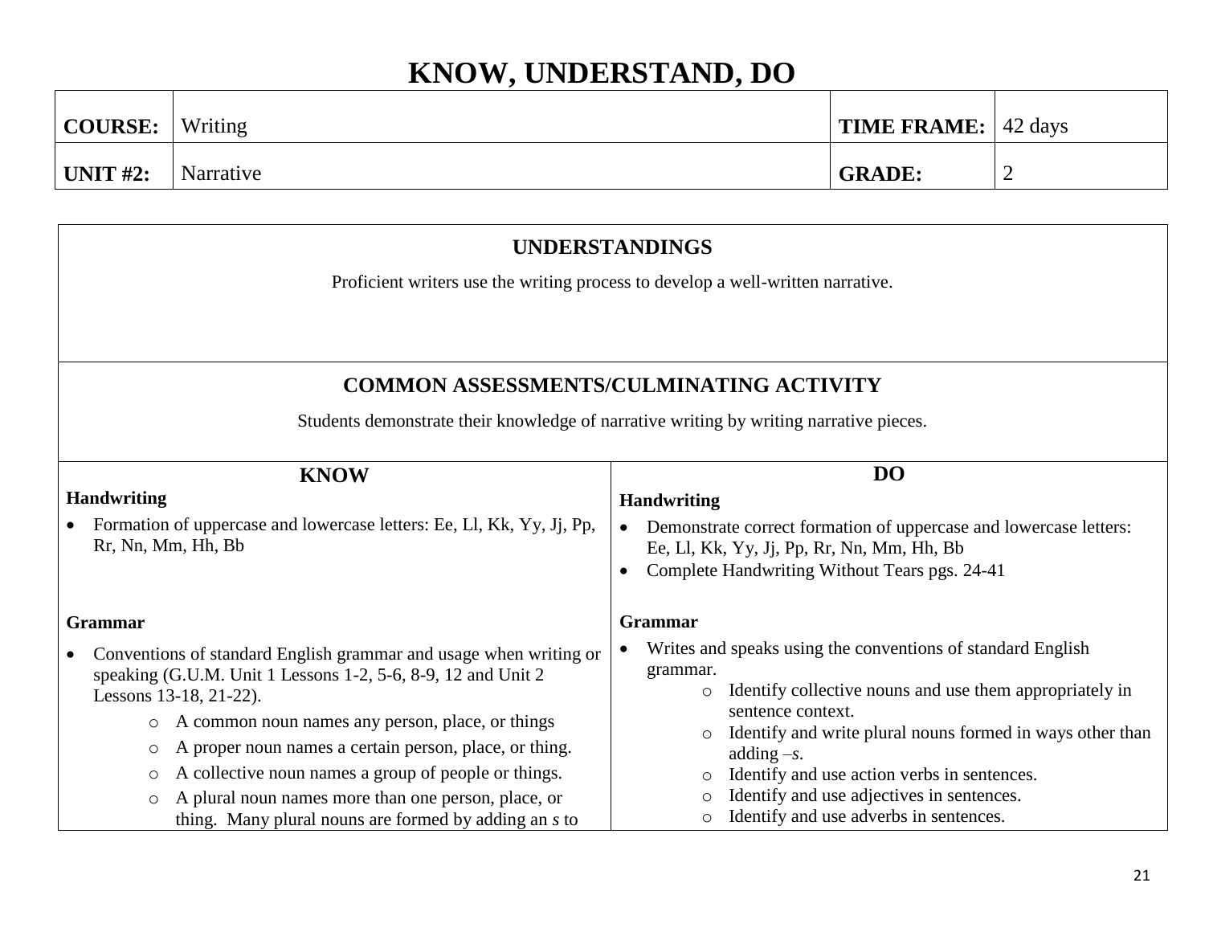# KNOW, UNDERSTAND, DO

| COURSE: | Writing | TIME FRAME: | 42 days |
|---|---|---|---|
| UNIT #2: | Narrative | GRADE: | 2 |

## UNDERSTANDINGS

Proficient writers use the writing process to develop a well-written narrative.

## COMMON ASSESSMENTS/CULMINATING ACTIVITY

Students demonstrate their knowledge of narrative writing by writing narrative pieces.

| KNOW | DO |
|---|---|
| **Handwriting**<br>• Formation of uppercase and lowercase letters: Ee, Ll, Kk, Yy, Jj, Pp, Rr, Nn, Mm, Hh, Bb | **Handwriting**<br>• Demonstrate correct formation of uppercase and lowercase letters: Ee, Ll, Kk, Yy, Jj, Pp, Rr, Nn, Mm, Hh, Bb<br>• Complete Handwriting Without Tears pgs. 24-41 |
| **Grammar**<br>• Conventions of standard English grammar and usage when writing or speaking (G.U.M. Unit 1 Lessons 1-2, 5-6, 8-9, 12 and Unit 2 Lessons 13-18, 21-22).<br>&nbsp;&nbsp;&nbsp;&nbsp;○ A common noun names any person, place, or things<br>&nbsp;&nbsp;&nbsp;&nbsp;○ A proper noun names a certain person, place, or thing.<br>&nbsp;&nbsp;&nbsp;&nbsp;○ A collective noun names a group of people or things.<br>&nbsp;&nbsp;&nbsp;&nbsp;○ A plural noun names more than one person, place, or thing. Many plural nouns are formed by adding an *s* to | **Grammar**<br>• Writes and speaks using the conventions of standard English grammar.<br>&nbsp;&nbsp;&nbsp;&nbsp;○ Identify collective nouns and use them appropriately in sentence context.<br>&nbsp;&nbsp;&nbsp;&nbsp;○ Identify and write plural nouns formed in ways other than adding *–s*.<br>&nbsp;&nbsp;&nbsp;&nbsp;○ Identify and use action verbs in sentences.<br>&nbsp;&nbsp;&nbsp;&nbsp;○ Identify and use adjectives in sentences.<br>&nbsp;&nbsp;&nbsp;&nbsp;○ Identify and use adverbs in sentences. |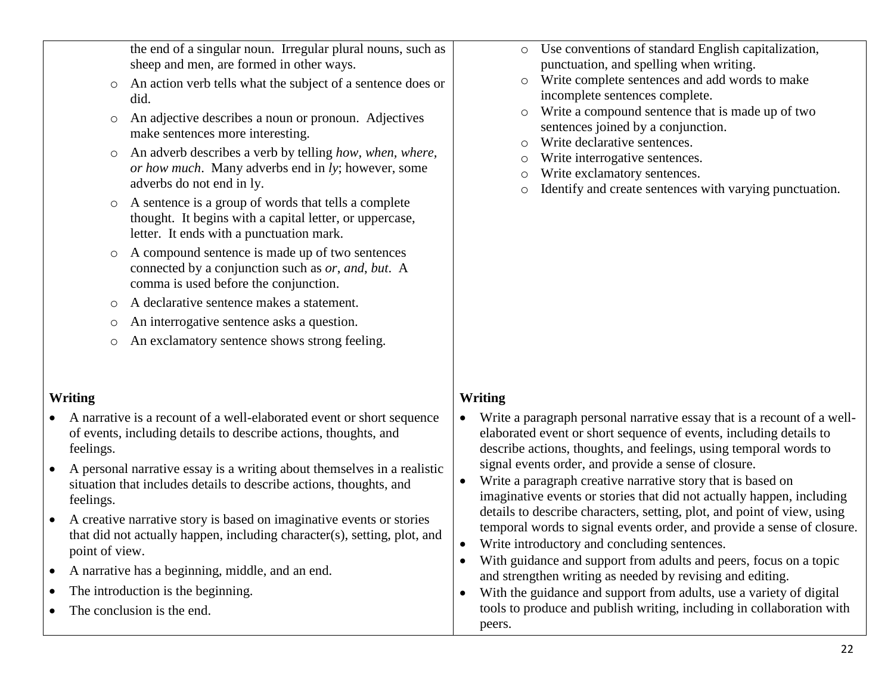| | |
|---|---|
| the end of a singular noun. Irregular plural nouns, such as sheep and men, are formed in other ways.<br>◦ An action verb tells what the subject of a sentence does or did.<br>◦ An adjective describes a noun or pronoun. Adjectives make sentences more interesting.<br>◦ An adverb describes a verb by telling *how, when, where, or how much*. Many adverbs end in *ly*; however, some adverbs do not end in ly.<br>◦ A sentence is a group of words that tells a complete thought. It begins with a capital letter, or uppercase, letter. It ends with a punctuation mark.<br>◦ A compound sentence is made up of two sentences connected by a conjunction such as *or*, *and*, *but*. A comma is used before the conjunction.<br>◦ A declarative sentence makes a statement.<br>◦ An interrogative sentence asks a question.<br>◦ An exclamatory sentence shows strong feeling. | ◦ Use conventions of standard English capitalization, punctuation, and spelling when writing.<br>◦ Write complete sentences and add words to make incomplete sentences complete.<br>◦ Write a compound sentence that is made up of two sentences joined by a conjunction.<br>◦ Write declarative sentences.<br>◦ Write interrogative sentences.<br>◦ Write exclamatory sentences.<br>◦ Identify and create sentences with varying punctuation. |
| **Writing**<br>• A narrative is a recount of a well-elaborated event or short sequence of events, including details to describe actions, thoughts, and feelings.<br>• A personal narrative essay is a writing about themselves in a realistic situation that includes details to describe actions, thoughts, and feelings.<br>• A creative narrative story is based on imaginative events or stories that did not actually happen, including character(s), setting, plot, and point of view.<br>• A narrative has a beginning, middle, and an end.<br>• The introduction is the beginning.<br>• The conclusion is the end. | **Writing**<br>• Write a paragraph personal narrative essay that is a recount of a well-elaborated event or short sequence of events, including details to describe actions, thoughts, and feelings, using temporal words to signal events order, and provide a sense of closure.<br>• Write a paragraph creative narrative story that is based on imaginative events or stories that did not actually happen, including details to describe characters, setting, plot, and point of view, using temporal words to signal events order, and provide a sense of closure.<br>• Write introductory and concluding sentences.<br>• With guidance and support from adults and peers, focus on a topic and strengthen writing as needed by revising and editing.<br>• With the guidance and support from adults, use a variety of digital tools to produce and publish writing, including in collaboration with peers. |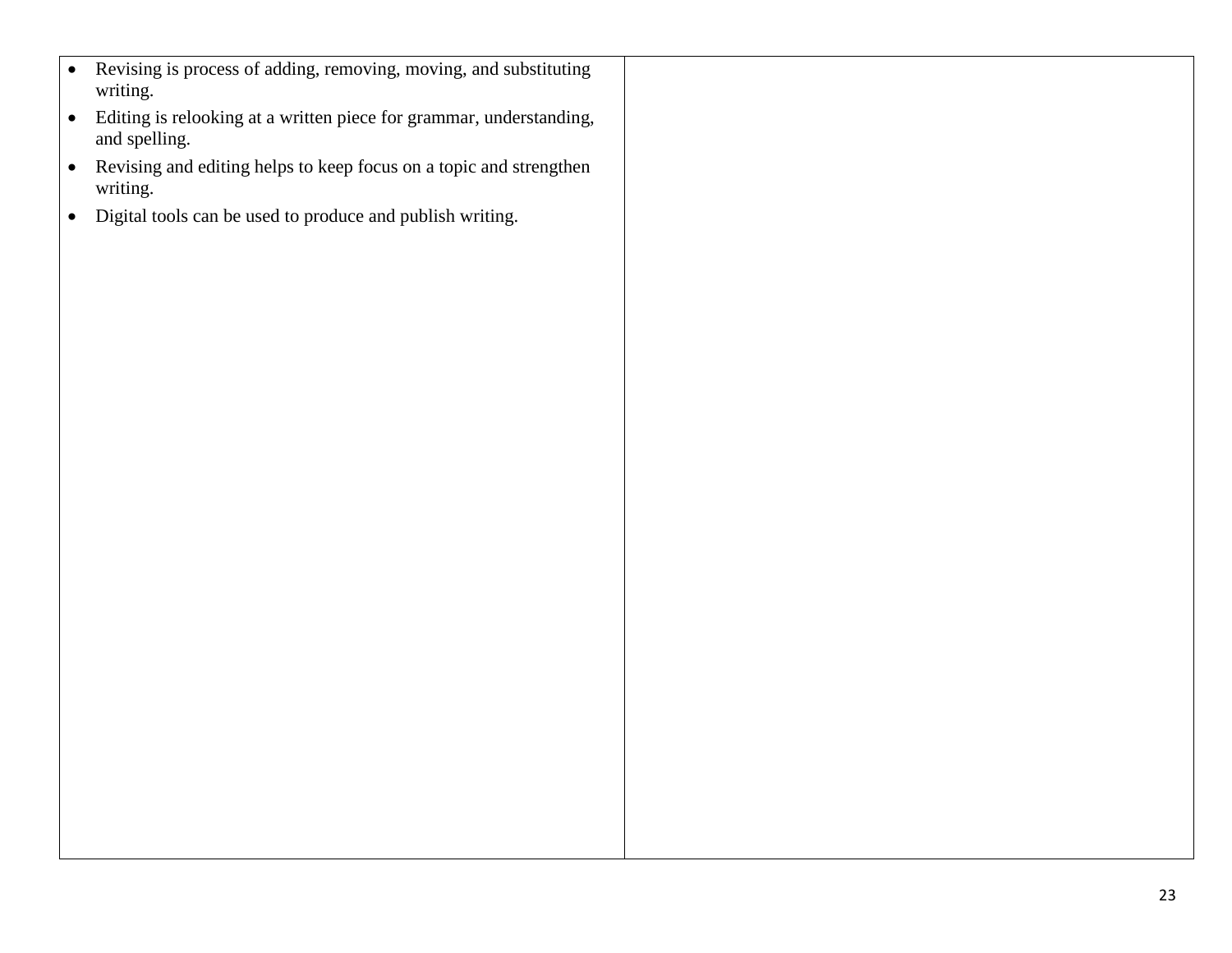| | |
|---|---|
| • Revising is process of adding, removing, moving, and substituting writing.<br>• Editing is relooking at a written piece for grammar, understanding, and spelling.<br>• Revising and editing helps to keep focus on a topic and strengthen writing.<br>• Digital tools can be used to produce and publish writing. | |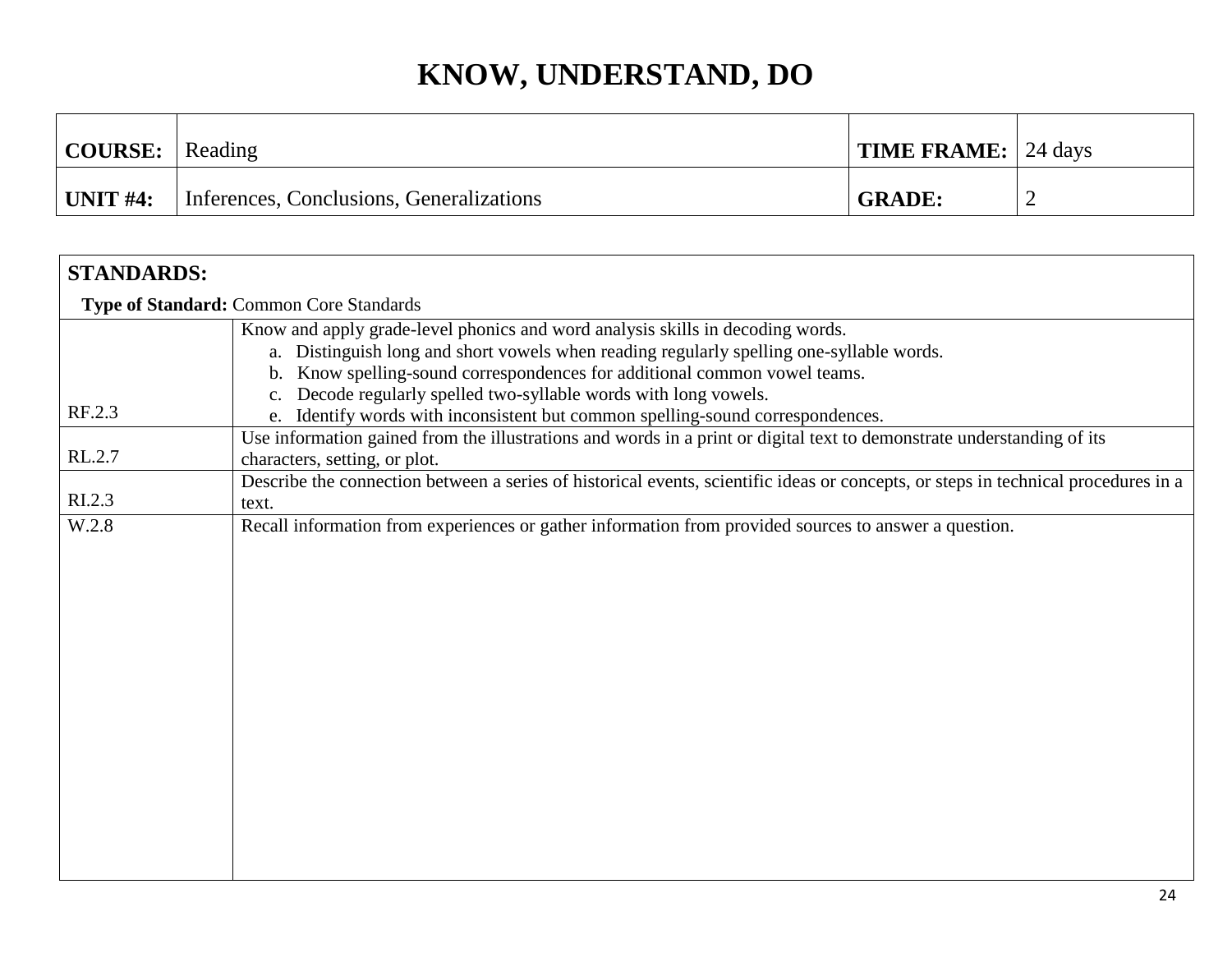# KNOW, UNDERSTAND, DO

| **COURSE:** | Reading | **TIME FRAME:** | 24 days |
|---|---|---|---|
| **UNIT #4:** | Inferences, Conclusions, Generalizations | **GRADE:** | 2 |

| **STANDARDS:** | |
|---|---|
| **Type of Standard:** Common Core Standards | |
| RF.2.3 | Know and apply grade-level phonics and word analysis skills in decoding words.<br>a. Distinguish long and short vowels when reading regularly spelling one-syllable words.<br>b. Know spelling-sound correspondences for additional common vowel teams.<br>c. Decode regularly spelled two-syllable words with long vowels.<br>e. Identify words with inconsistent but common spelling-sound correspondences. |
| RL.2.7 | Use information gained from the illustrations and words in a print or digital text to demonstrate understanding of its characters, setting, or plot. |
| RI.2.3 | Describe the connection between a series of historical events, scientific ideas or concepts, or steps in technical procedures in a text. |
| W.2.8 | Recall information from experiences or gather information from provided sources to answer a question. |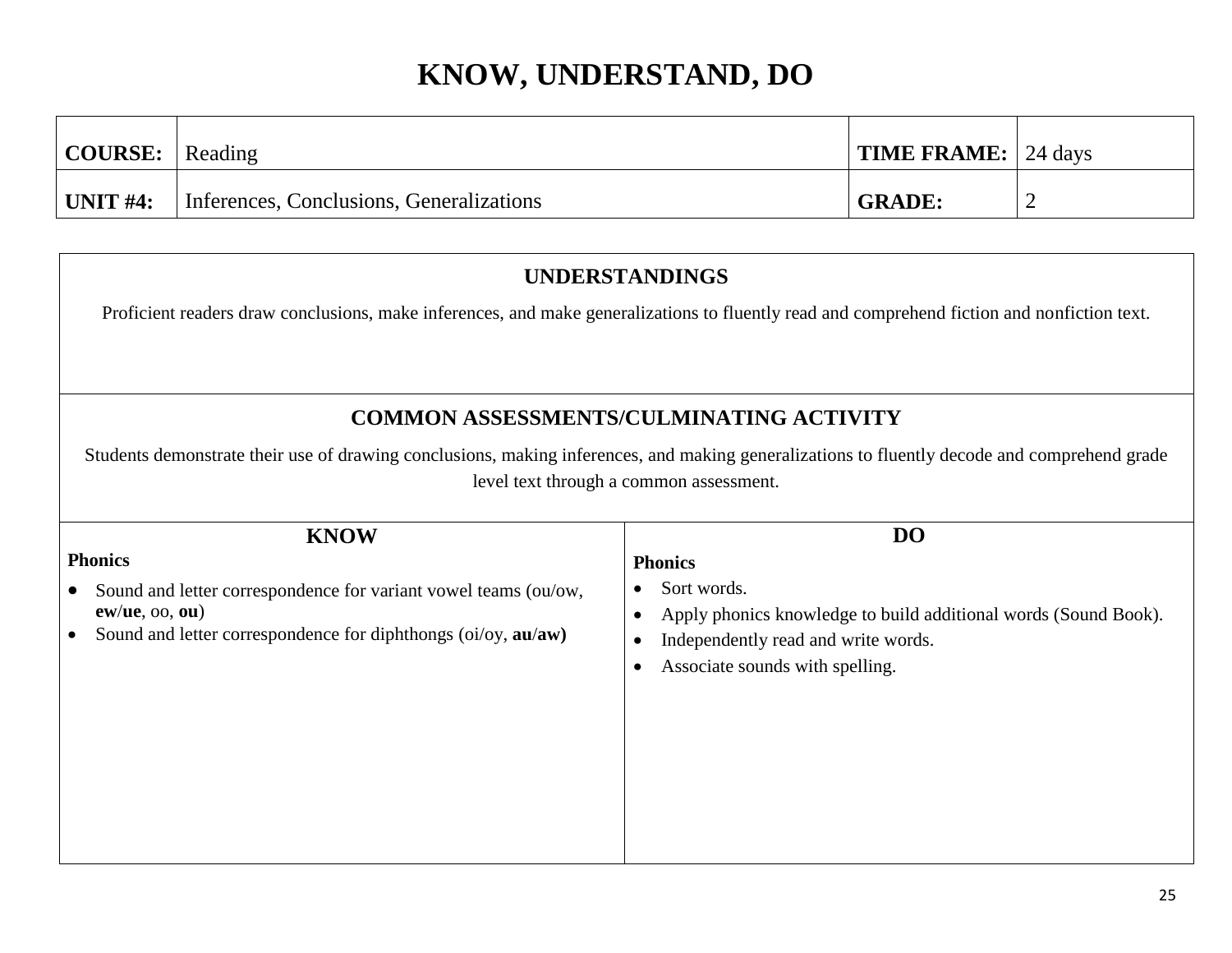# KNOW, UNDERSTAND, DO

| **COURSE:** | Reading | **TIME FRAME:** | 24 days |
|---|---|---|---|
| **UNIT #4:** | Inferences, Conclusions, Generalizations | **GRADE:** | 2 |

## UNDERSTANDINGS

Proficient readers draw conclusions, make inferences, and make generalizations to fluently read and comprehend fiction and nonfiction text.

## COMMON ASSESSMENTS/CULMINATING ACTIVITY

Students demonstrate their use of drawing conclusions, making inferences, and making generalizations to fluently decode and comprehend grade level text through a common assessment.

| KNOW | DO |
|---|---|
| **Phonics**<br>• Sound and letter correspondence for variant vowel teams (ou/ow, **ew**/**ue**, oo, **ou**)<br>• Sound and letter correspondence for diphthongs (oi/oy, **au**/**aw**) | **Phonics**<br>• Sort words.<br>• Apply phonics knowledge to build additional words (Sound Book).<br>• Independently read and write words.<br>• Associate sounds with spelling. |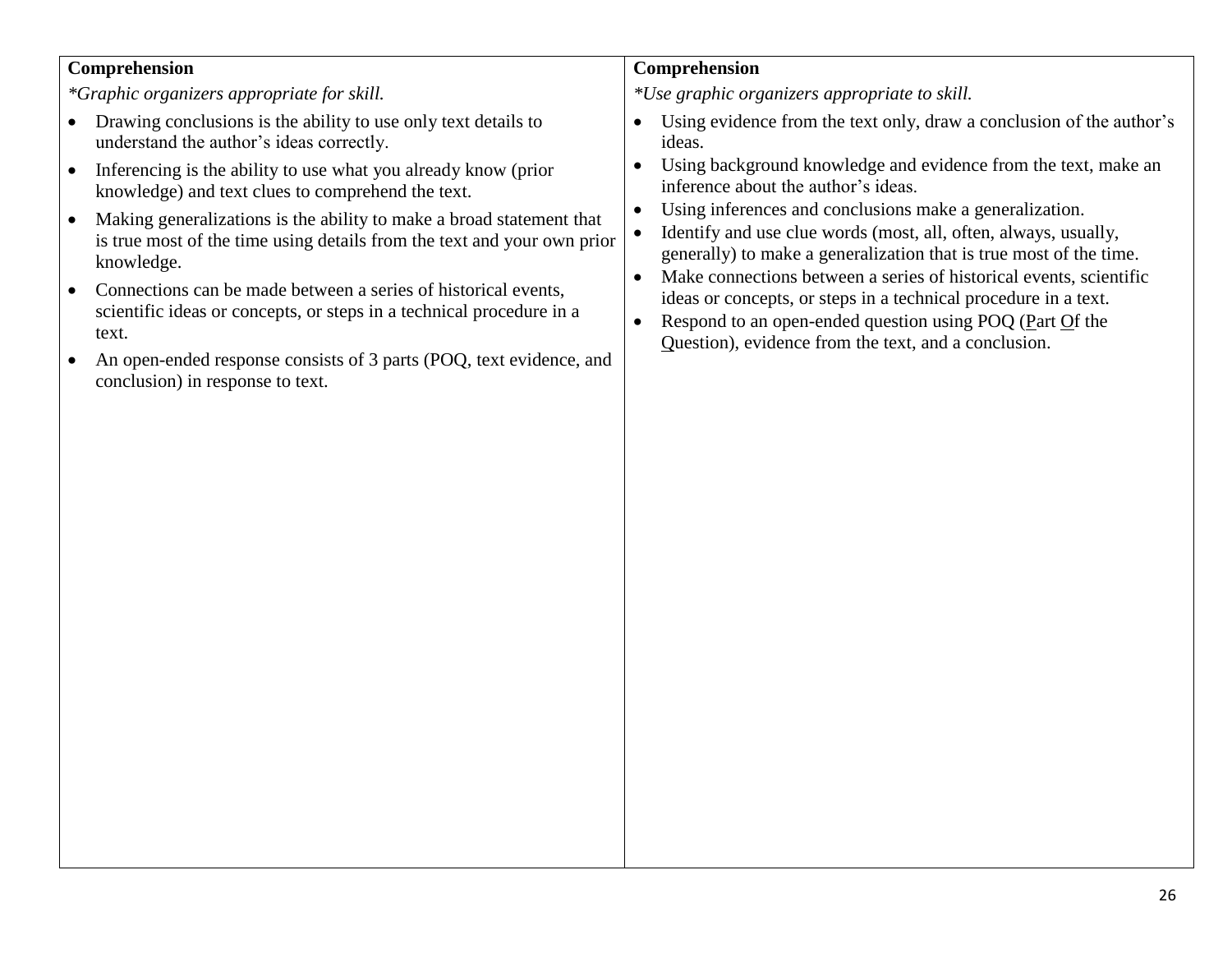| **Comprehension** | **Comprehension** |
| --- | --- |
| *\*Graphic organizers appropriate for skill.*<br>• Drawing conclusions is the ability to use only text details to understand the author's ideas correctly.<br>• Inferencing is the ability to use what you already know (prior knowledge) and text clues to comprehend the text.<br>• Making generalizations is the ability to make a broad statement that is true most of the time using details from the text and your own prior knowledge.<br>• Connections can be made between a series of historical events, scientific ideas or concepts, or steps in a technical procedure in a text.<br>• An open-ended response consists of 3 parts (POQ, text evidence, and conclusion) in response to text. | *\*Use graphic organizers appropriate to skill.*<br>• Using evidence from the text only, draw a conclusion of the author's ideas.<br>• Using background knowledge and evidence from the text, make an inference about the author's ideas.<br>• Using inferences and conclusions make a generalization.<br>• Identify and use clue words (most, all, often, always, usually, generally) to make a generalization that is true most of the time.<br>• Make connections between a series of historical events, scientific ideas or concepts, or steps in a technical procedure in a text.<br>• Respond to an open-ended question using POQ (Part Of the Question), evidence from the text, and a conclusion. |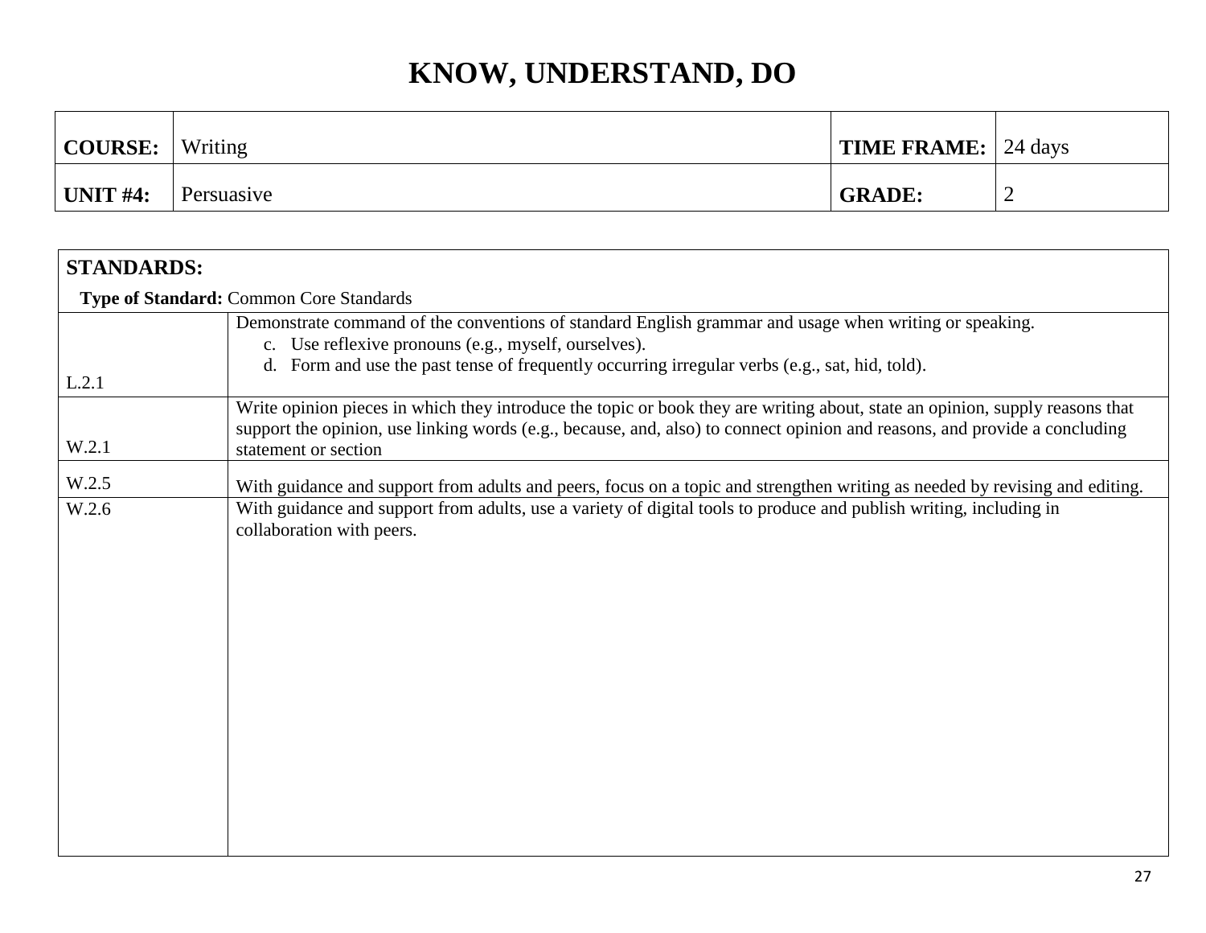# KNOW, UNDERSTAND, DO

| **COURSE:** | Writing | **TIME FRAME:** | 24 days |
|---|---|---|---|
| **UNIT #4:** | Persuasive | **GRADE:** | 2 |

| **STANDARDS:** | |
|---|---|
| **Type of Standard:** Common Core Standards | |
| L.2.1 | Demonstrate command of the conventions of standard English grammar and usage when writing or speaking.<br>c. Use reflexive pronouns (e.g., myself, ourselves).<br>d. Form and use the past tense of frequently occurring irregular verbs (e.g., sat, hid, told). |
| W.2.1 | Write opinion pieces in which they introduce the topic or book they are writing about, state an opinion, supply reasons that support the opinion, use linking words (e.g., because, and, also) to connect opinion and reasons, and provide a concluding statement or section |
| W.2.5 | With guidance and support from adults and peers, focus on a topic and strengthen writing as needed by revising and editing. |
| W.2.6 | With guidance and support from adults, use a variety of digital tools to produce and publish writing, including in collaboration with peers. |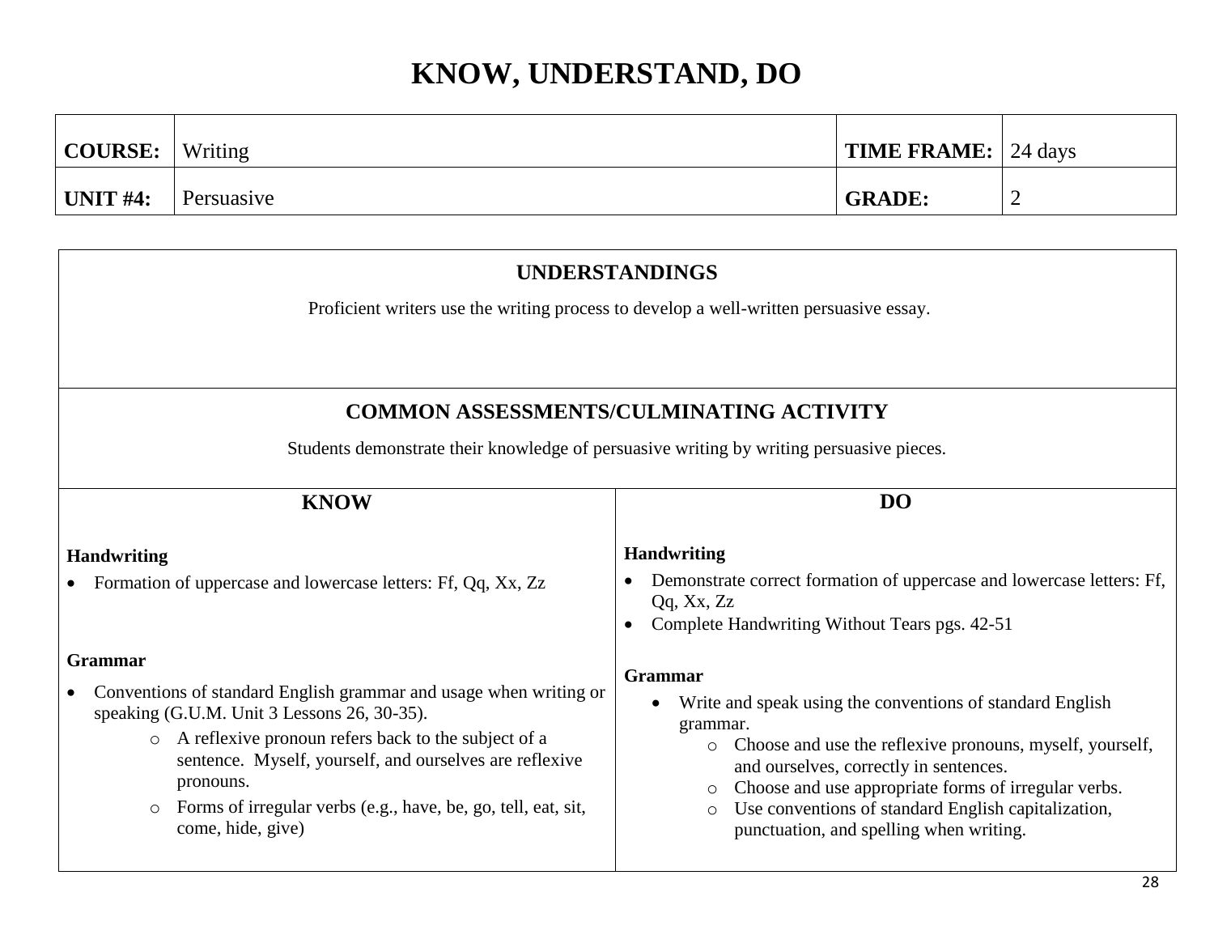# KNOW, UNDERSTAND, DO

| **COURSE:** | Writing | **TIME FRAME:** | 24 days |
|---|---|---|---|
| **UNIT #4:** | Persuasive | **GRADE:** | 2 |

## UNDERSTANDINGS

Proficient writers use the writing process to develop a well-written persuasive essay.

## COMMON ASSESSMENTS/CULMINATING ACTIVITY

Students demonstrate their knowledge of persuasive writing by writing persuasive pieces.

## KNOW

**Handwriting**

- Formation of uppercase and lowercase letters: Ff, Qq, Xx, Zz

**Grammar**

- Conventions of standard English grammar and usage when writing or speaking (G.U.M. Unit 3 Lessons 26, 30-35).
  - A reflexive pronoun refers back to the subject of a sentence. Myself, yourself, and ourselves are reflexive pronouns.
  - Forms of irregular verbs (e.g., have, be, go, tell, eat, sit, come, hide, give)

## DO

**Handwriting**

- Demonstrate correct formation of uppercase and lowercase letters: Ff, Qq, Xx, Zz
- Complete Handwriting Without Tears pgs. 42-51

**Grammar**

- Write and speak using the conventions of standard English grammar.
  - Choose and use the reflexive pronouns, myself, yourself, and ourselves, correctly in sentences.
  - Choose and use appropriate forms of irregular verbs.
  - Use conventions of standard English capitalization, punctuation, and spelling when writing.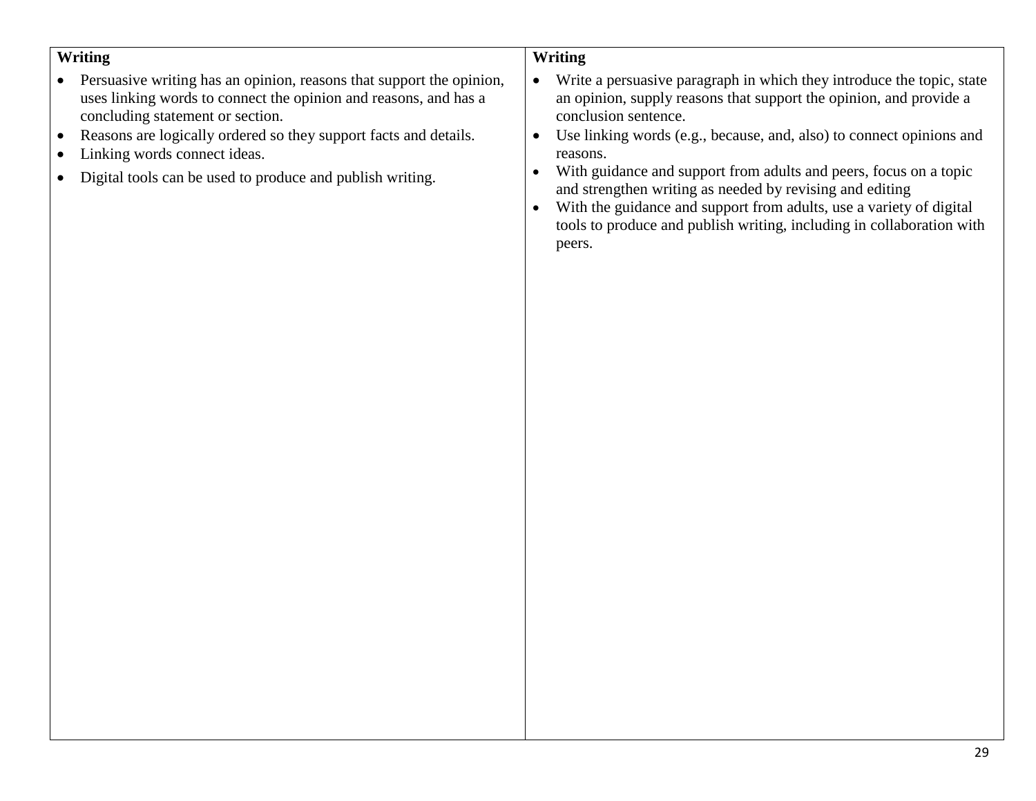| **Writing** | **Writing** |
| --- | --- |
| • Persuasive writing has an opinion, reasons that support the opinion, uses linking words to connect the opinion and reasons, and has a concluding statement or section.<br>• Reasons are logically ordered so they support facts and details.<br>• Linking words connect ideas.<br>• Digital tools can be used to produce and publish writing. | • Write a persuasive paragraph in which they introduce the topic, state an opinion, supply reasons that support the opinion, and provide a conclusion sentence.<br>• Use linking words (e.g., because, and, also) to connect opinions and reasons.<br>• With guidance and support from adults and peers, focus on a topic and strengthen writing as needed by revising and editing<br>• With the guidance and support from adults, use a variety of digital tools to produce and publish writing, including in collaboration with peers. |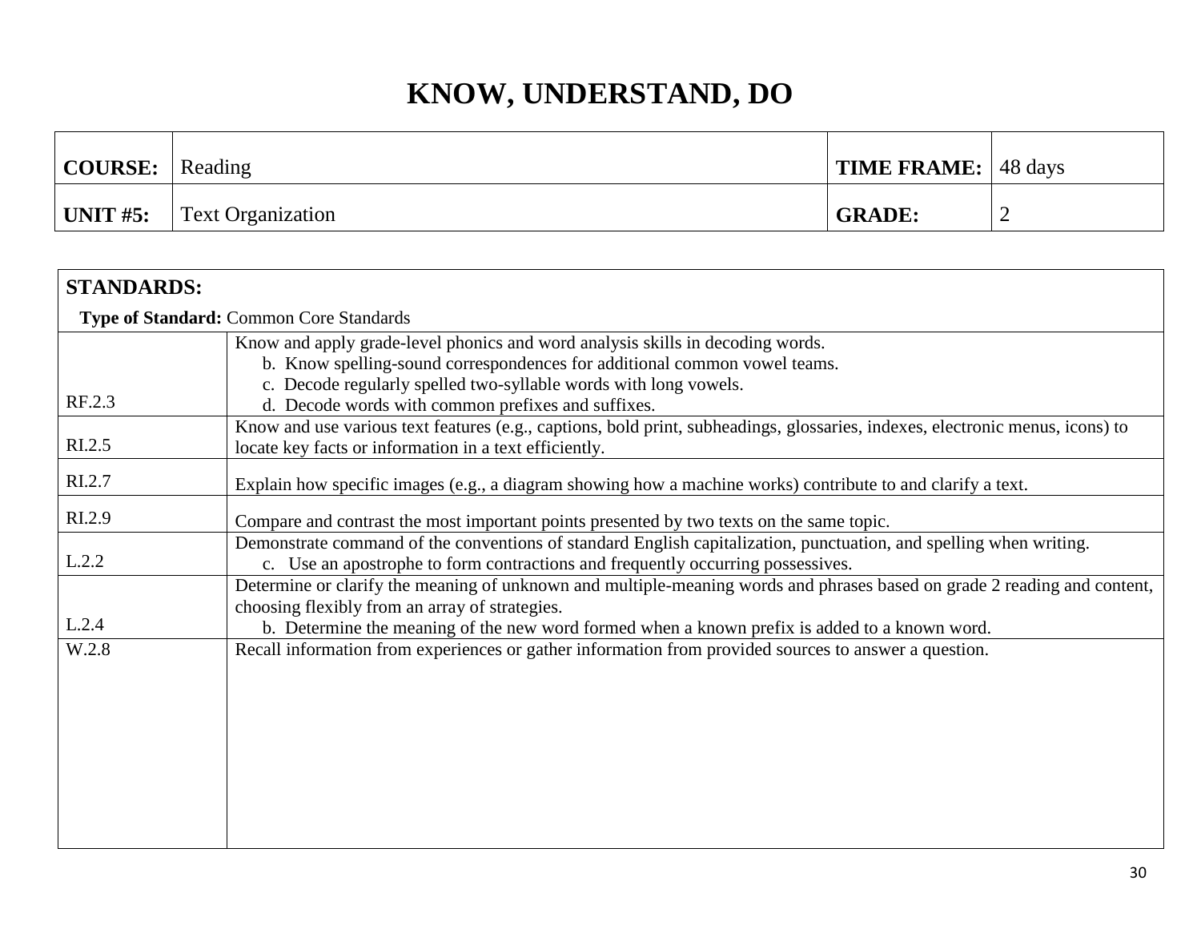# KNOW, UNDERSTAND, DO

| **COURSE:** | Reading | **TIME FRAME:** | 48 days |
|---|---|---|---|
| **UNIT #5:** | Text Organization | **GRADE:** | 2 |

| **STANDARDS:** **Type of Standard:** Common Core Standards | |
|---|---|
| RF.2.3 | Know and apply grade-level phonics and word analysis skills in decoding words.<br>b. Know spelling-sound correspondences for additional common vowel teams.<br>c. Decode regularly spelled two-syllable words with long vowels.<br>d. Decode words with common prefixes and suffixes. |
| RI.2.5 | Know and use various text features (e.g., captions, bold print, subheadings, glossaries, indexes, electronic menus, icons) to locate key facts or information in a text efficiently. |
| RI.2.7 | Explain how specific images (e.g., a diagram showing how a machine works) contribute to and clarify a text. |
| RI.2.9 | Compare and contrast the most important points presented by two texts on the same topic. |
| L.2.2 | Demonstrate command of the conventions of standard English capitalization, punctuation, and spelling when writing.<br>c. Use an apostrophe to form contractions and frequently occurring possessives. |
| L.2.4 | Determine or clarify the meaning of unknown and multiple-meaning words and phrases based on grade 2 reading and content, choosing flexibly from an array of strategies.<br>b. Determine the meaning of the new word formed when a known prefix is added to a known word. |
| W.2.8 | Recall information from experiences or gather information from provided sources to answer a question. |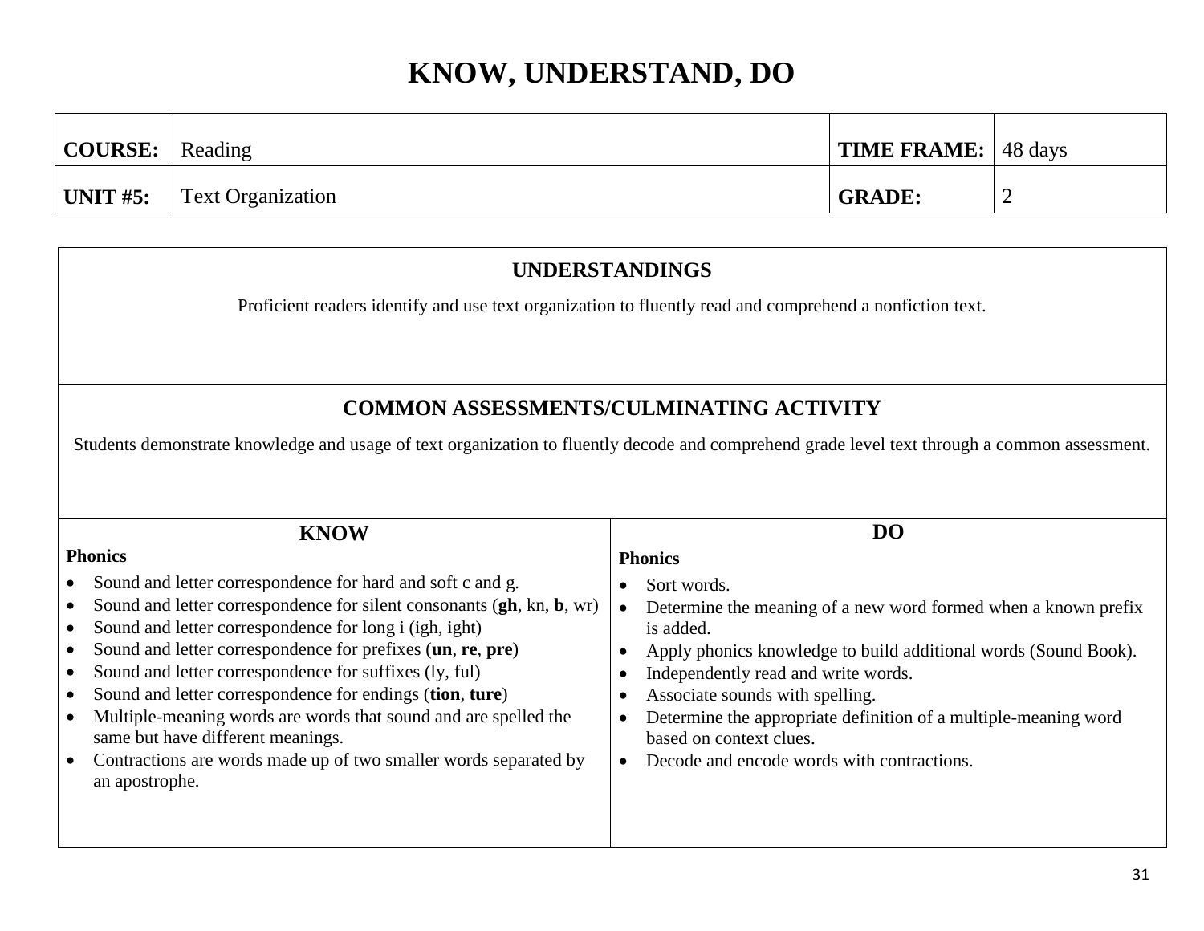# KNOW, UNDERSTAND, DO

| **COURSE:** | Reading | **TIME FRAME:** | 48 days |
|---|---|---|---|
| **UNIT #5:** | Text Organization | **GRADE:** | 2 |

## UNDERSTANDINGS

Proficient readers identify and use text organization to fluently read and comprehend a nonfiction text.

## COMMON ASSESSMENTS/CULMINATING ACTIVITY

Students demonstrate knowledge and usage of text organization to fluently decode and comprehend grade level text through a common assessment.

| KNOW | DO |
|---|---|
| **Phonics**<br>• Sound and letter correspondence for hard and soft c and g.<br>• Sound and letter correspondence for silent consonants (**gh**, kn, **b**, wr)<br>• Sound and letter correspondence for long i (igh, ight)<br>• Sound and letter correspondence for prefixes (**un**, **re**, **pre**)<br>• Sound and letter correspondence for suffixes (ly, ful)<br>• Sound and letter correspondence for endings (**tion**, **ture**)<br>• Multiple-meaning words are words that sound and are spelled the same but have different meanings.<br>• Contractions are words made up of two smaller words separated by an apostrophe. | **Phonics**<br>• Sort words.<br>• Determine the meaning of a new word formed when a known prefix is added.<br>• Apply phonics knowledge to build additional words (Sound Book).<br>• Independently read and write words.<br>• Associate sounds with spelling.<br>• Determine the appropriate definition of a multiple-meaning word based on context clues.<br>• Decode and encode words with contractions. |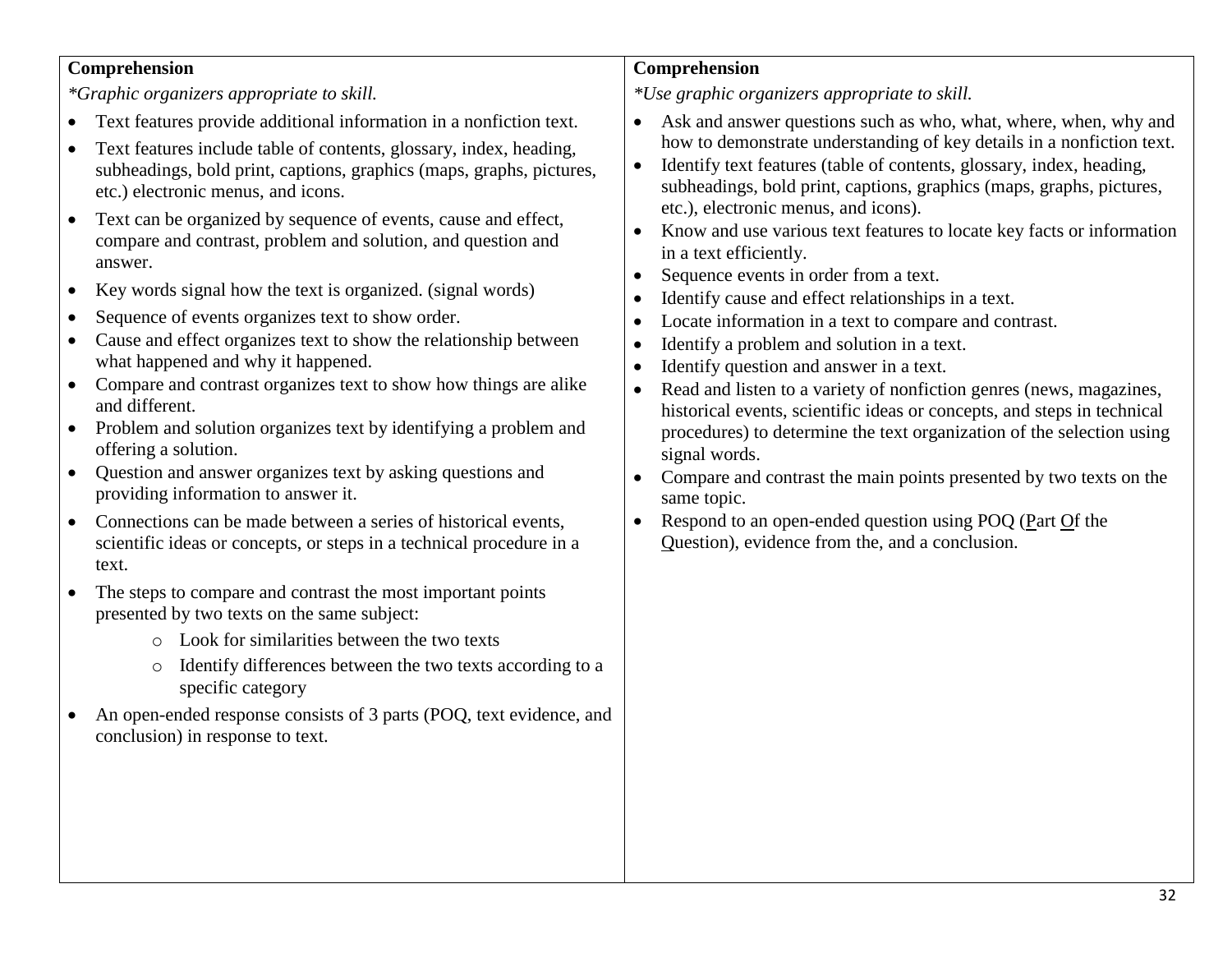| **Comprehension**<br>*\*Graphic organizers appropriate to skill.*<br><br>• Text features provide additional information in a nonfiction text.<br>• Text features include table of contents, glossary, index, heading, subheadings, bold print, captions, graphics (maps, graphs, pictures, etc.) electronic menus, and icons.<br>• Text can be organized by sequence of events, cause and effect, compare and contrast, problem and solution, and question and answer.<br>• Key words signal how the text is organized. (signal words)<br>• Sequence of events organizes text to show order.<br>• Cause and effect organizes text to show the relationship between what happened and why it happened.<br>• Compare and contrast organizes text to show how things are alike and different.<br>• Problem and solution organizes text by identifying a problem and offering a solution.<br>• Question and answer organizes text by asking questions and providing information to answer it.<br>• Connections can be made between a series of historical events, scientific ideas or concepts, or steps in a technical procedure in a text.<br>• The steps to compare and contrast the most important points presented by two texts on the same subject:<br>&nbsp;&nbsp;&nbsp;&nbsp;○ Look for similarities between the two texts<br>&nbsp;&nbsp;&nbsp;&nbsp;○ Identify differences between the two texts according to a specific category<br>• An open-ended response consists of 3 parts (POQ, text evidence, and conclusion) in response to text. | **Comprehension**<br>*\*Use graphic organizers appropriate to skill.*<br><br>• Ask and answer questions such as who, what, where, when, why and how to demonstrate understanding of key details in a nonfiction text.<br>• Identify text features (table of contents, glossary, index, heading, subheadings, bold print, captions, graphics (maps, graphs, pictures, etc.), electronic menus, and icons).<br>• Know and use various text features to locate key facts or information in a text efficiently.<br>• Sequence events in order from a text.<br>• Identify cause and effect relationships in a text.<br>• Locate information in a text to compare and contrast.<br>• Identify a problem and solution in a text.<br>• Identify question and answer in a text.<br>• Read and listen to a variety of nonfiction genres (news, magazines, historical events, scientific ideas or concepts, and steps in technical procedures) to determine the text organization of the selection using signal words.<br>• Compare and contrast the main points presented by two texts on the same topic.<br>• Respond to an open-ended question using POQ (<u>P</u>art <u>O</u>f the <u>Q</u>uestion), evidence from the, and a conclusion. |
|---|---|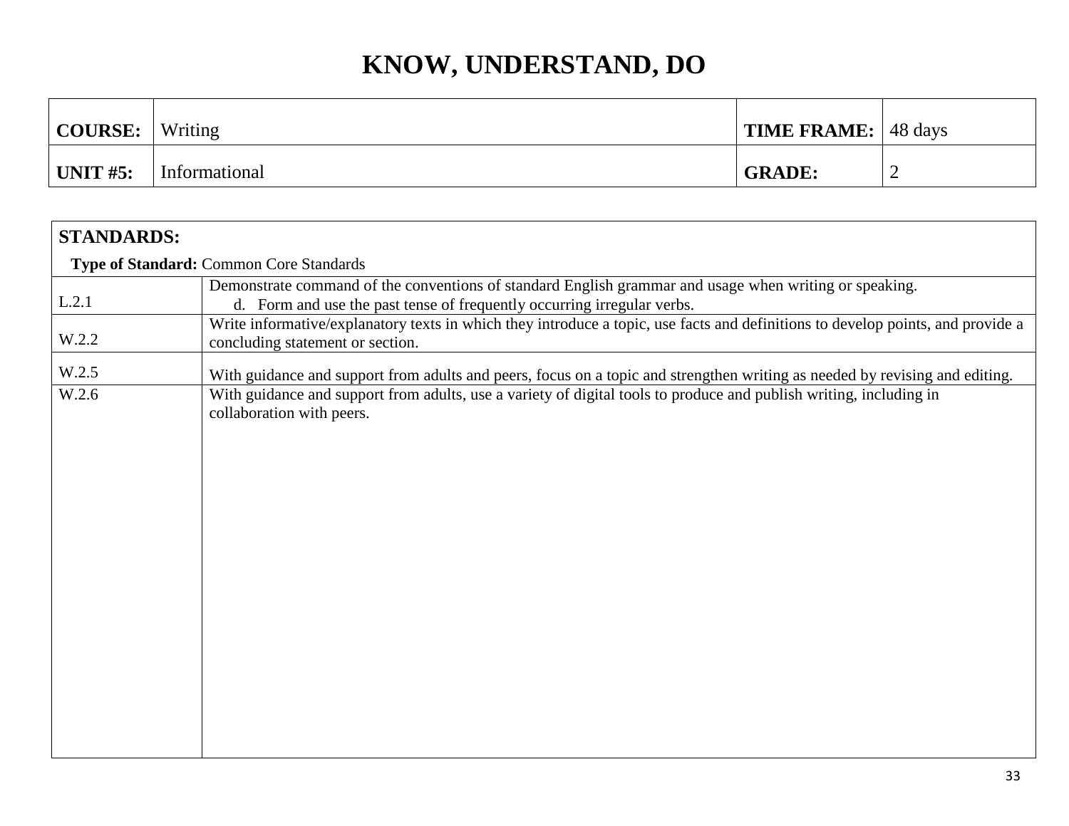# KNOW, UNDERSTAND, DO

| **COURSE:** | Writing | **TIME FRAME:** | 48 days |
|---|---|---|---|
| **UNIT #5:** | Informational | **GRADE:** | 2 |

**STANDARDS:**

**Type of Standard:** Common Core Standards

| | |
|---|---|
| L.2.1 | Demonstrate command of the conventions of standard English grammar and usage when writing or speaking.<br>d. Form and use the past tense of frequently occurring irregular verbs. |
| W.2.2 | Write informative/explanatory texts in which they introduce a topic, use facts and definitions to develop points, and provide a concluding statement or section. |
| W.2.5 | With guidance and support from adults and peers, focus on a topic and strengthen writing as needed by revising and editing. |
| W.2.6 | With guidance and support from adults, use a variety of digital tools to produce and publish writing, including in collaboration with peers. |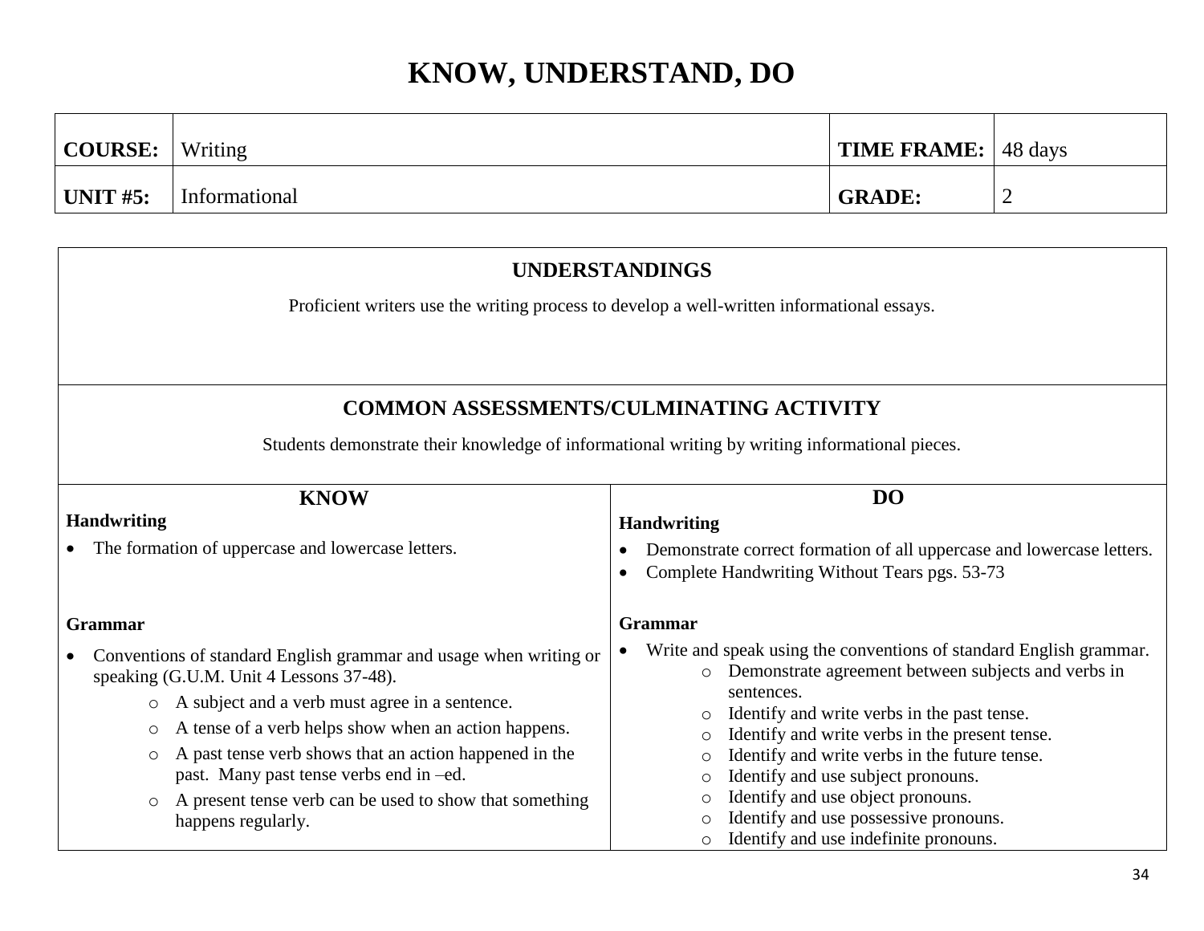# KNOW, UNDERSTAND, DO

| **COURSE:** | Writing | **TIME FRAME:** | 48 days |
| --- | --- | --- | --- |
| **UNIT #5:** | Informational | **GRADE:** | 2 |

## UNDERSTANDINGS

Proficient writers use the writing process to develop a well-written informational essays.

## COMMON ASSESSMENTS/CULMINATING ACTIVITY

Students demonstrate their knowledge of informational writing by writing informational pieces.

## KNOW

**Handwriting**

- The formation of uppercase and lowercase letters.

**Grammar**

- Conventions of standard English grammar and usage when writing or speaking (G.U.M. Unit 4 Lessons 37-48).
  - A subject and a verb must agree in a sentence.
  - A tense of a verb helps show when an action happens.
  - A past tense verb shows that an action happened in the past. Many past tense verbs end in –ed.
  - A present tense verb can be used to show that something happens regularly.

## DO

**Handwriting**

- Demonstrate correct formation of all uppercase and lowercase letters.
- Complete Handwriting Without Tears pgs. 53-73

**Grammar**

- Write and speak using the conventions of standard English grammar.
  - Demonstrate agreement between subjects and verbs in sentences.
  - Identify and write verbs in the past tense.
  - Identify and write verbs in the present tense.
  - Identify and write verbs in the future tense.
  - Identify and use subject pronouns.
  - Identify and use object pronouns.
  - Identify and use possessive pronouns.
  - Identify and use indefinite pronouns.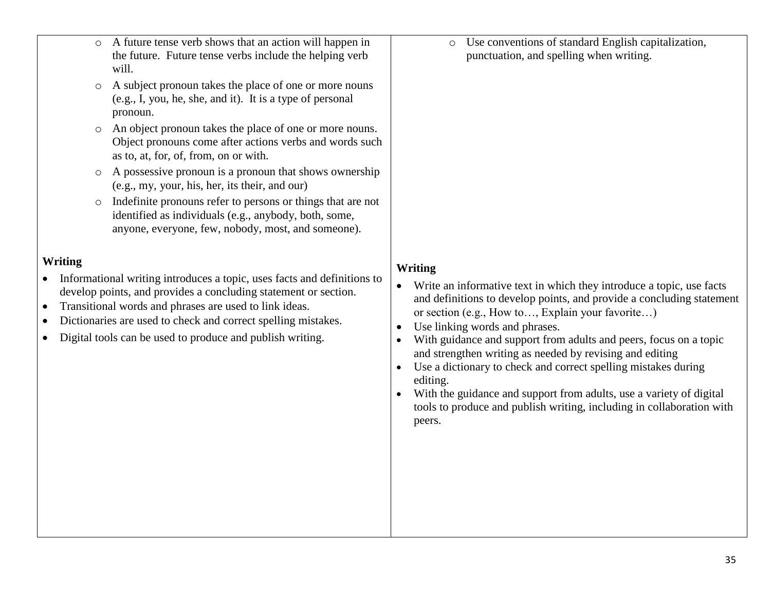| | |
|---|---|
| ◦ A future tense verb shows that an action will happen in the future. Future tense verbs include the helping verb will.<br>◦ A subject pronoun takes the place of one or more nouns (e.g., I, you, he, she, and it). It is a type of personal pronoun.<br>◦ An object pronoun takes the place of one or more nouns. Object pronouns come after actions verbs and words such as to, at, for, of, from, on or with.<br>◦ A possessive pronoun is a pronoun that shows ownership (e.g., my, your, his, her, its their, and our)<br>◦ Indefinite pronouns refer to persons or things that are not identified as individuals (e.g., anybody, both, some, anyone, everyone, few, nobody, most, and someone). | ◦ Use conventions of standard English capitalization, punctuation, and spelling when writing. |
| **Writing**<br>• Informational writing introduces a topic, uses facts and definitions to develop points, and provides a concluding statement or section.<br>• Transitional words and phrases are used to link ideas.<br>• Dictionaries are used to check and correct spelling mistakes.<br>• Digital tools can be used to produce and publish writing. | **Writing**<br>• Write an informative text in which they introduce a topic, use facts and definitions to develop points, and provide a concluding statement or section (e.g., How to…, Explain your favorite…)<br>• Use linking words and phrases.<br>• With guidance and support from adults and peers, focus on a topic and strengthen writing as needed by revising and editing<br>• Use a dictionary to check and correct spelling mistakes during editing.<br>• With the guidance and support from adults, use a variety of digital tools to produce and publish writing, including in collaboration with peers. |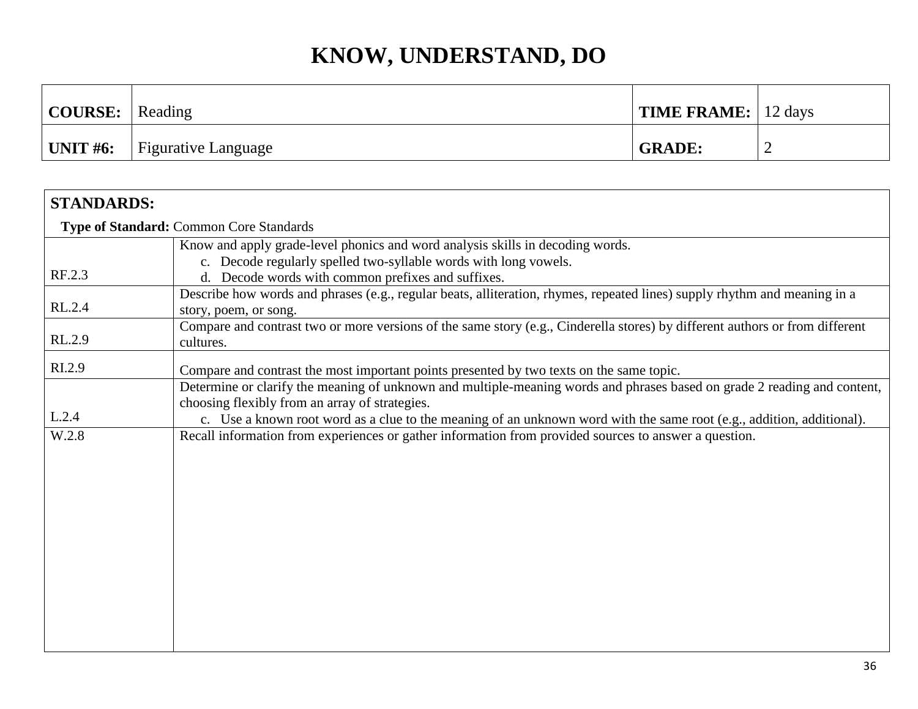# KNOW, UNDERSTAND, DO

| **COURSE:** | Reading | **TIME FRAME:** | 12 days |
|---|---|---|---|
| **UNIT #6:** | Figurative Language | **GRADE:** | 2 |

**STANDARDS:**

**Type of Standard:** Common Core Standards

| Standard | Description |
|---|---|
| RF.2.3 | Know and apply grade-level phonics and word analysis skills in decoding words.<br>c. Decode regularly spelled two-syllable words with long vowels.<br>d. Decode words with common prefixes and suffixes. |
| RL.2.4 | Describe how words and phrases (e.g., regular beats, alliteration, rhymes, repeated lines) supply rhythm and meaning in a story, poem, or song. |
| RL.2.9 | Compare and contrast two or more versions of the same story (e.g., Cinderella stores) by different authors or from different cultures. |
| RI.2.9 | Compare and contrast the most important points presented by two texts on the same topic. |
| L.2.4 | Determine or clarify the meaning of unknown and multiple-meaning words and phrases based on grade 2 reading and content, choosing flexibly from an array of strategies.<br>c. Use a known root word as a clue to the meaning of an unknown word with the same root (e.g., addition, additional). |
| W.2.8 | Recall information from experiences or gather information from provided sources to answer a question. |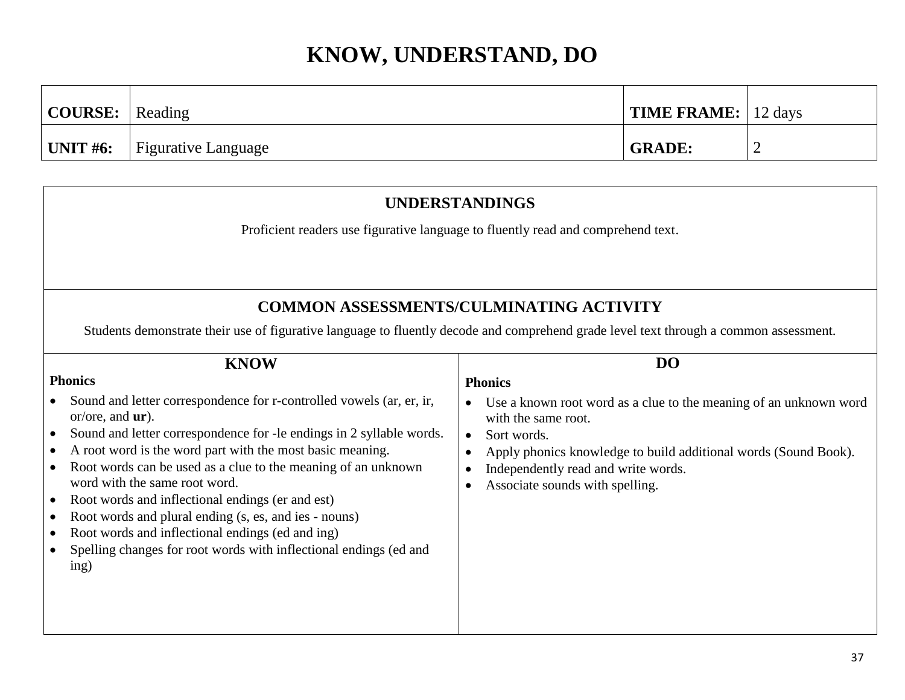# KNOW, UNDERSTAND, DO

| **COURSE:** | Reading | **TIME FRAME:** | 12 days |
|---|---|---|---|
| **UNIT #6:** | Figurative Language | **GRADE:** | 2 |

## UNDERSTANDINGS

Proficient readers use figurative language to fluently read and comprehend text.

## COMMON ASSESSMENTS/CULMINATING ACTIVITY

Students demonstrate their use of figurative language to fluently decode and comprehend grade level text through a common assessment.

## KNOW

**Phonics**

- Sound and letter correspondence for r-controlled vowels (ar, er, ir, or/ore, and **ur**).
- Sound and letter correspondence for -le endings in 2 syllable words.
- A root word is the word part with the most basic meaning.
- Root words can be used as a clue to the meaning of an unknown word with the same root word.
- Root words and inflectional endings (er and est)
- Root words and plural ending (s, es, and ies - nouns)
- Root words and inflectional endings (ed and ing)
- Spelling changes for root words with inflectional endings (ed and ing)

## DO

**Phonics**

- Use a known root word as a clue to the meaning of an unknown word with the same root.
- Sort words.
- Apply phonics knowledge to build additional words (Sound Book).
- Independently read and write words.
- Associate sounds with spelling.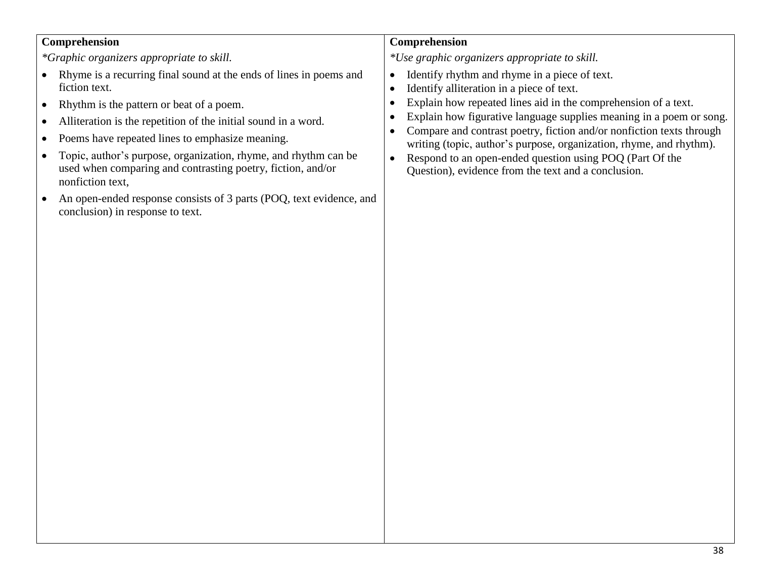| **Comprehension** | **Comprehension** |
| --- | --- |
| *\*Graphic organizers appropriate to skill.*<br>• Rhyme is a recurring final sound at the ends of lines in poems and fiction text.<br>• Rhythm is the pattern or beat of a poem.<br>• Alliteration is the repetition of the initial sound in a word.<br>• Poems have repeated lines to emphasize meaning.<br>• Topic, author's purpose, organization, rhyme, and rhythm can be used when comparing and contrasting poetry, fiction, and/or nonfiction text,<br>• An open-ended response consists of 3 parts (POQ, text evidence, and conclusion) in response to text. | *\*Use graphic organizers appropriate to skill.*<br>• Identify rhythm and rhyme in a piece of text.<br>• Identify alliteration in a piece of text.<br>• Explain how repeated lines aid in the comprehension of a text.<br>• Explain how figurative language supplies meaning in a poem or song.<br>• Compare and contrast poetry, fiction and/or nonfiction texts through writing (topic, author's purpose, organization, rhyme, and rhythm).<br>• Respond to an open-ended question using POQ (Part Of the Question), evidence from the text and a conclusion. |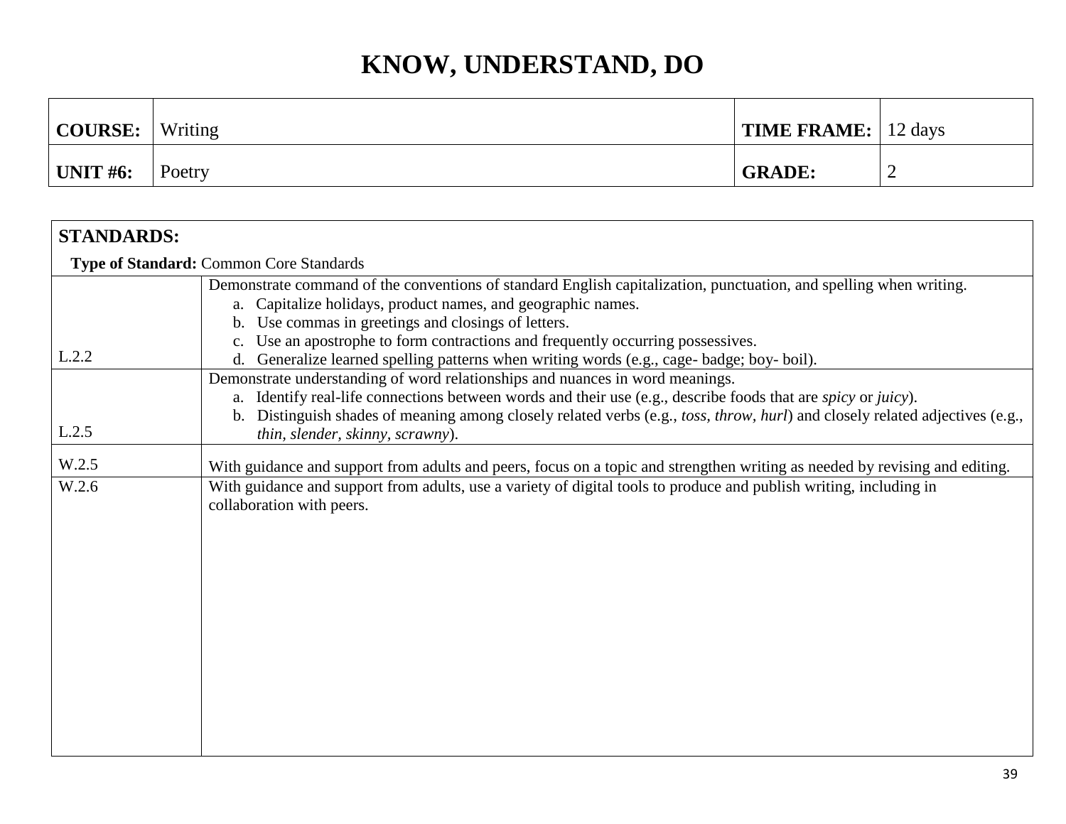# KNOW, UNDERSTAND, DO

| COURSE: | Writing | TIME FRAME: | 12 days |
|---|---|---|---|
| UNIT #6: | Poetry | GRADE: | 2 |

**STANDARDS:**

**Type of Standard:** Common Core Standards

| | |
|---|---|
| L.2.2 | Demonstrate command of the conventions of standard English capitalization, punctuation, and spelling when writing.<br>a. Capitalize holidays, product names, and geographic names.<br>b. Use commas in greetings and closings of letters.<br>c. Use an apostrophe to form contractions and frequently occurring possessives.<br>d. Generalize learned spelling patterns when writing words (e.g., cage- badge; boy- boil). |
| L.2.5 | Demonstrate understanding of word relationships and nuances in word meanings.<br>a. Identify real-life connections between words and their use (e.g., describe foods that are *spicy* or *juicy*).<br>b. Distinguish shades of meaning among closely related verbs (e.g., *toss, throw, hurl*) and closely related adjectives (e.g., *thin, slender, skinny, scrawny*). |
| W.2.5 | With guidance and support from adults and peers, focus on a topic and strengthen writing as needed by revising and editing. |
| W.2.6 | With guidance and support from adults, use a variety of digital tools to produce and publish writing, including in collaboration with peers. |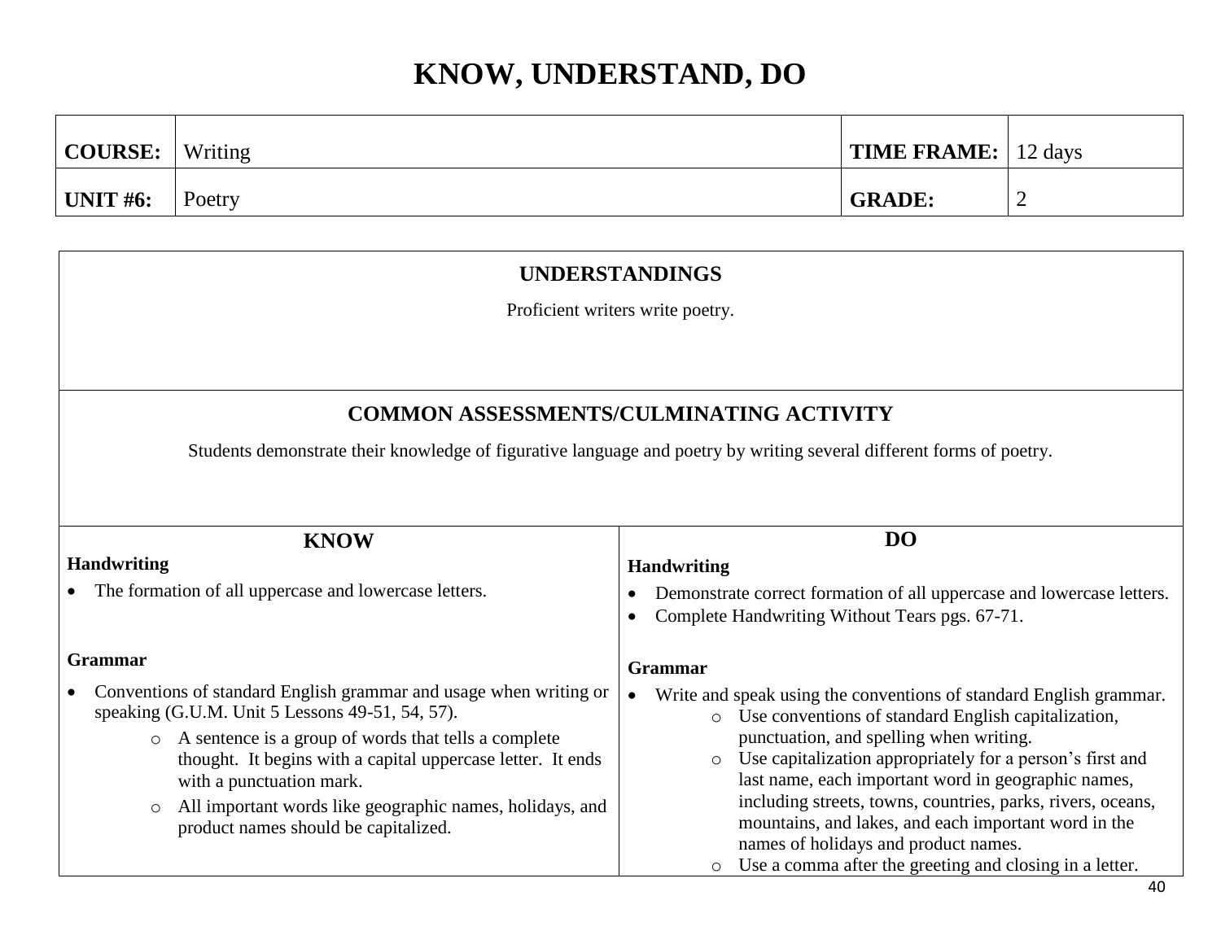# KNOW, UNDERSTAND, DO

| **COURSE:** | Writing | **TIME FRAME:** | 12 days |
|---|---|---|---|
| **UNIT #6:** | Poetry | **GRADE:** | 2 |

## UNDERSTANDINGS

Proficient writers write poetry.

## COMMON ASSESSMENTS/CULMINATING ACTIVITY

Students demonstrate their knowledge of figurative language and poetry by writing several different forms of poetry.

## KNOW

**Handwriting**

- The formation of all uppercase and lowercase letters.

**Grammar**

- Conventions of standard English grammar and usage when writing or speaking (G.U.M. Unit 5 Lessons 49-51, 54, 57).
  - A sentence is a group of words that tells a complete thought. It begins with a capital uppercase letter. It ends with a punctuation mark.
  - All important words like geographic names, holidays, and product names should be capitalized.

## DO

**Handwriting**

- Demonstrate correct formation of all uppercase and lowercase letters.
- Complete Handwriting Without Tears pgs. 67-71.

**Grammar**

- Write and speak using the conventions of standard English grammar.
  - Use conventions of standard English capitalization, punctuation, and spelling when writing.
  - Use capitalization appropriately for a person's first and last name, each important word in geographic names, including streets, towns, countries, parks, rivers, oceans, mountains, and lakes, and each important word in the names of holidays and product names.
  - Use a comma after the greeting and closing in a letter.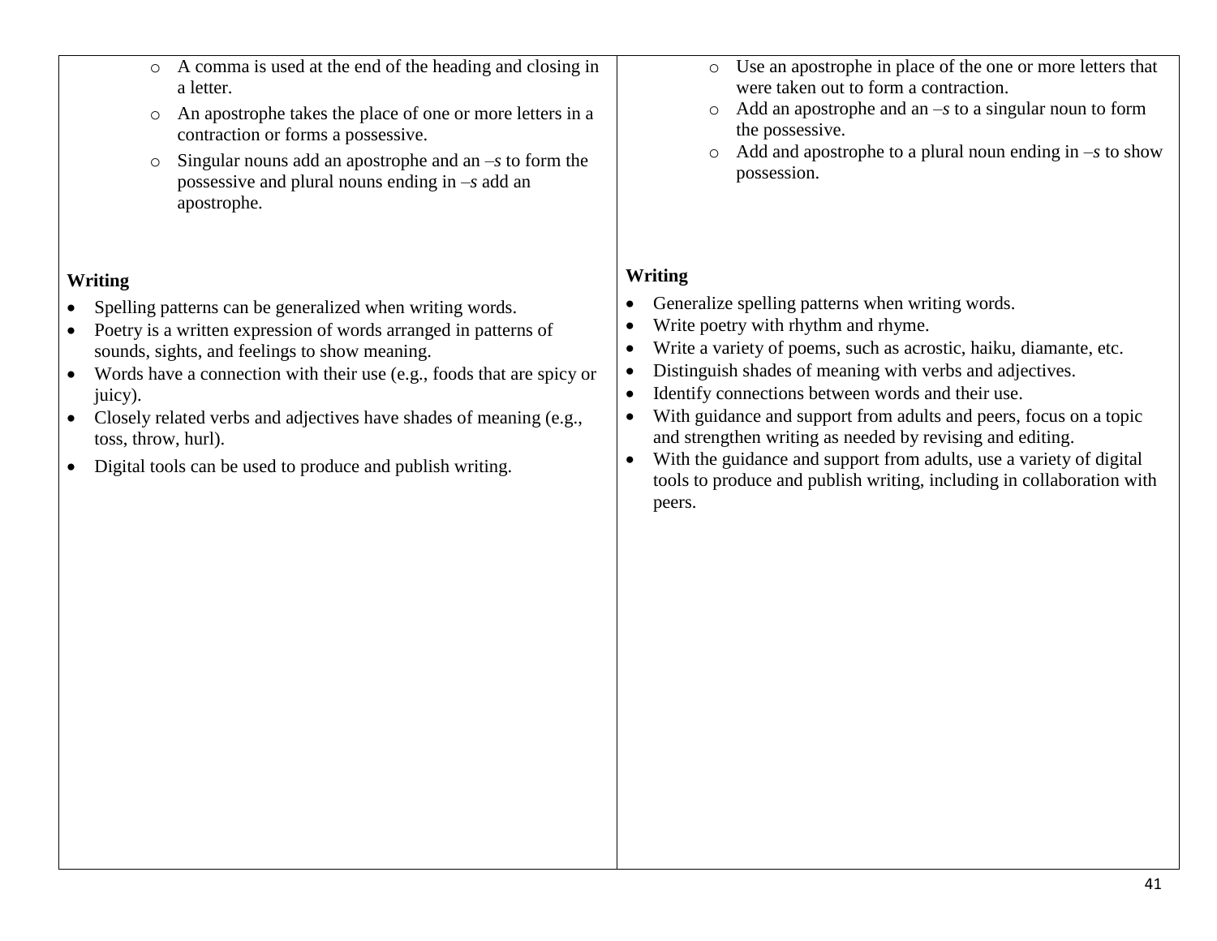| | |
|---|---|
| ◦ A comma is used at the end of the heading and closing in a letter.<br>◦ An apostrophe takes the place of one or more letters in a contraction or forms a possessive.<br>◦ Singular nouns add an apostrophe and an –*s* to form the possessive and plural nouns ending in –*s* add an apostrophe.<br><br>**Writing**<br>• Spelling patterns can be generalized when writing words.<br>• Poetry is a written expression of words arranged in patterns of sounds, sights, and feelings to show meaning.<br>• Words have a connection with their use (e.g., foods that are spicy or juicy).<br>• Closely related verbs and adjectives have shades of meaning (e.g., toss, throw, hurl).<br>• Digital tools can be used to produce and publish writing. | ◦ Use an apostrophe in place of the one or more letters that were taken out to form a contraction.<br>◦ Add an apostrophe and an –*s* to a singular noun to form the possessive.<br>◦ Add and apostrophe to a plural noun ending in –*s* to show possession.<br><br>**Writing**<br>• Generalize spelling patterns when writing words.<br>• Write poetry with rhythm and rhyme.<br>• Write a variety of poems, such as acrostic, haiku, diamante, etc.<br>• Distinguish shades of meaning with verbs and adjectives.<br>• Identify connections between words and their use.<br>• With guidance and support from adults and peers, focus on a topic and strengthen writing as needed by revising and editing.<br>• With the guidance and support from adults, use a variety of digital tools to produce and publish writing, including in collaboration with peers. |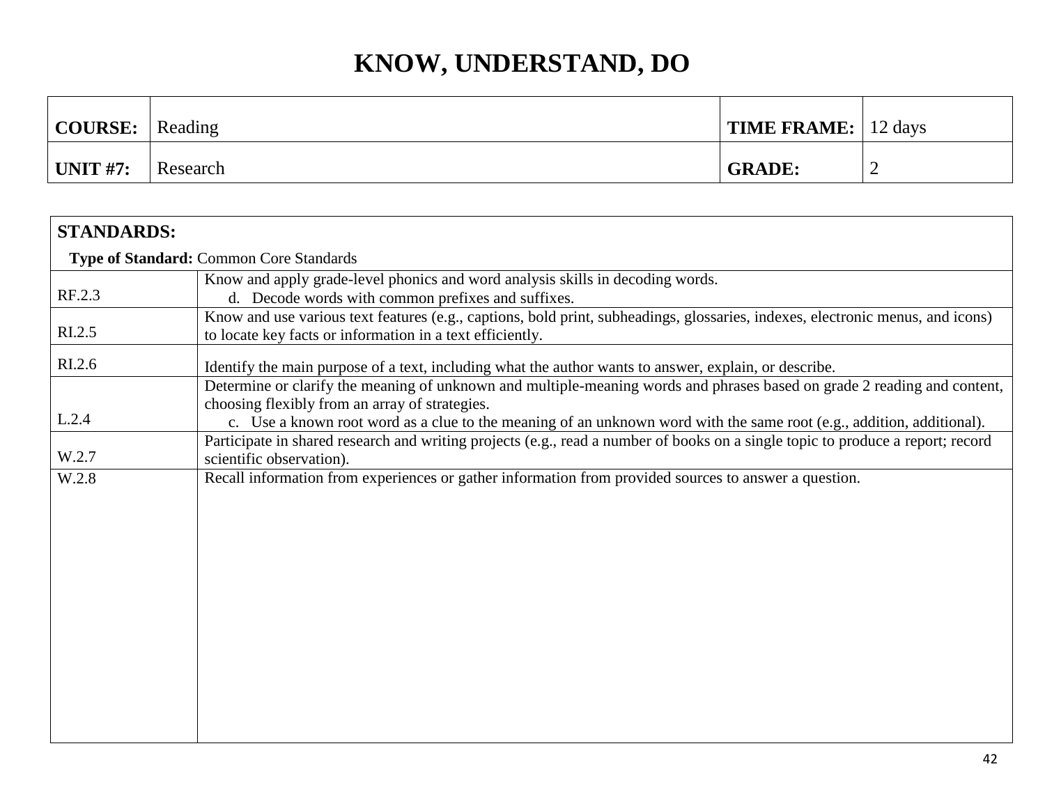# KNOW, UNDERSTAND, DO

| COURSE: | Reading | TIME FRAME: | 12 days |
| --- | --- | --- | --- |
| UNIT #7: | Research | GRADE: | 2 |

**STANDARDS:**

**Type of Standard:** Common Core Standards

| | |
| --- | --- |
| RF.2.3 | Know and apply grade-level phonics and word analysis skills in decoding words.<br>d. Decode words with common prefixes and suffixes. |
| RI.2.5 | Know and use various text features (e.g., captions, bold print, subheadings, glossaries, indexes, electronic menus, and icons) to locate key facts or information in a text efficiently. |
| RI.2.6 | Identify the main purpose of a text, including what the author wants to answer, explain, or describe. |
| L.2.4 | Determine or clarify the meaning of unknown and multiple-meaning words and phrases based on grade 2 reading and content, choosing flexibly from an array of strategies.<br>c. Use a known root word as a clue to the meaning of an unknown word with the same root (e.g., addition, additional). |
| W.2.7 | Participate in shared research and writing projects (e.g., read a number of books on a single topic to produce a report; record scientific observation). |
| W.2.8 | Recall information from experiences or gather information from provided sources to answer a question. |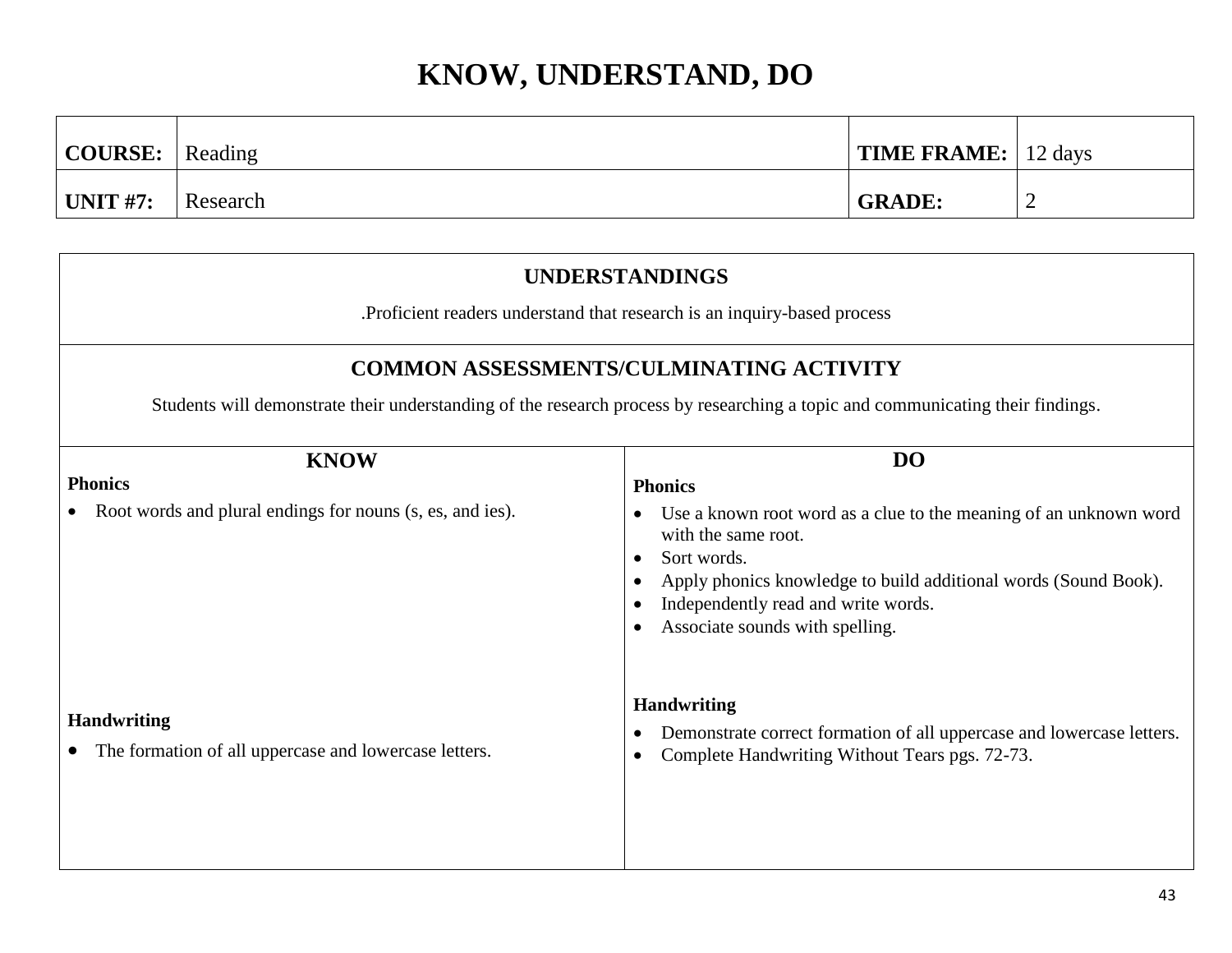# KNOW, UNDERSTAND, DO

| COURSE: | Reading | TIME FRAME: | 12 days |
|---|---|---|---|
| UNIT #7: | Research | GRADE: | 2 |

## UNDERSTANDINGS

.Proficient readers understand that research is an inquiry-based process

## COMMON ASSESSMENTS/CULMINATING ACTIVITY

Students will demonstrate their understanding of the research process by researching a topic and communicating their findings.

| KNOW | DO |
|---|---|
| **Phonics**<br>• Root words and plural endings for nouns (s, es, and ies). | **Phonics**<br>• Use a known root word as a clue to the meaning of an unknown word with the same root.<br>• Sort words.<br>• Apply phonics knowledge to build additional words (Sound Book).<br>• Independently read and write words.<br>• Associate sounds with spelling. |
| **Handwriting**<br>• The formation of all uppercase and lowercase letters. | **Handwriting**<br>• Demonstrate correct formation of all uppercase and lowercase letters.<br>• Complete Handwriting Without Tears pgs. 72-73. |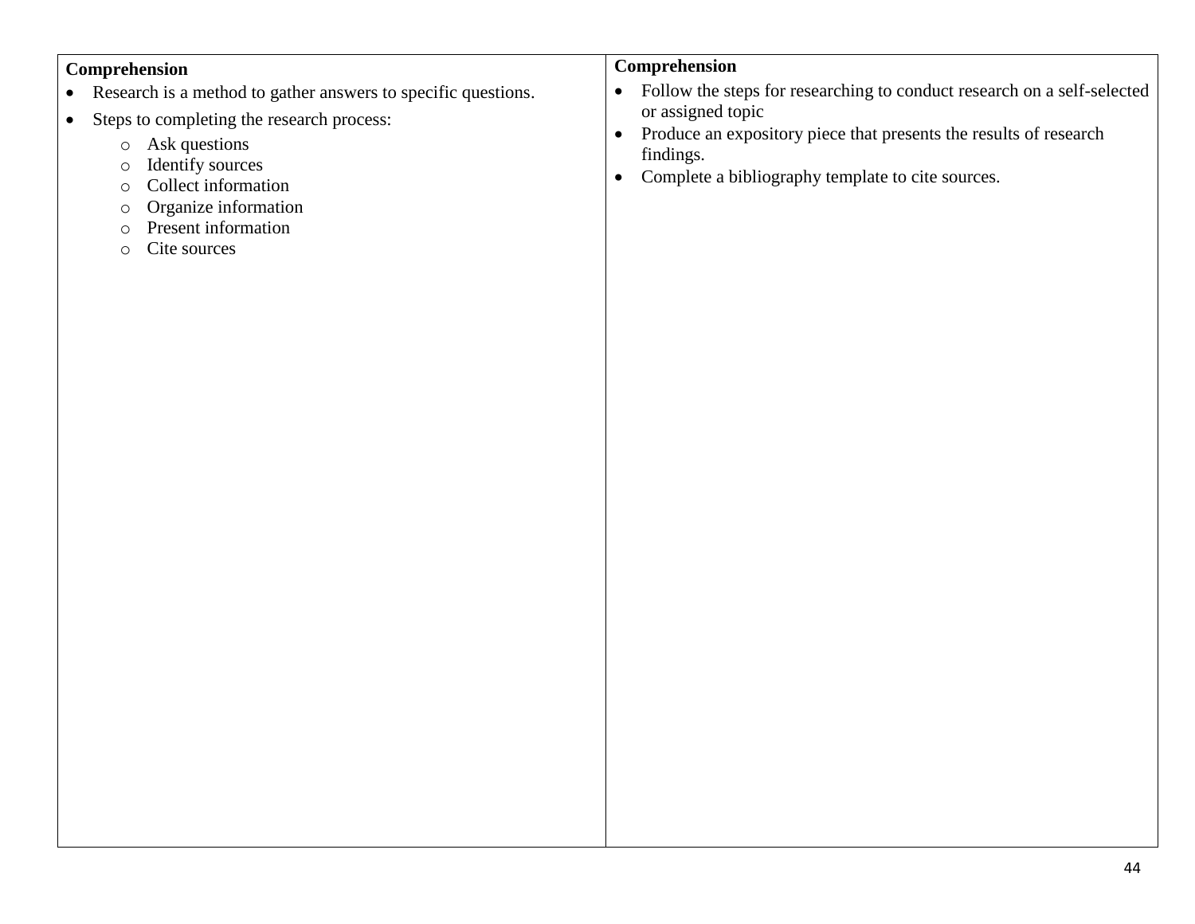| **Comprehension** | **Comprehension** |
|---|---|
| • Research is a method to gather answers to specific questions.<br>• Steps to completing the research process:<br>&nbsp;&nbsp;&nbsp;&nbsp;○ Ask questions<br>&nbsp;&nbsp;&nbsp;&nbsp;○ Identify sources<br>&nbsp;&nbsp;&nbsp;&nbsp;○ Collect information<br>&nbsp;&nbsp;&nbsp;&nbsp;○ Organize information<br>&nbsp;&nbsp;&nbsp;&nbsp;○ Present information<br>&nbsp;&nbsp;&nbsp;&nbsp;○ Cite sources | • Follow the steps for researching to conduct research on a self-selected or assigned topic<br>• Produce an expository piece that presents the results of research findings.<br>• Complete a bibliography template to cite sources. |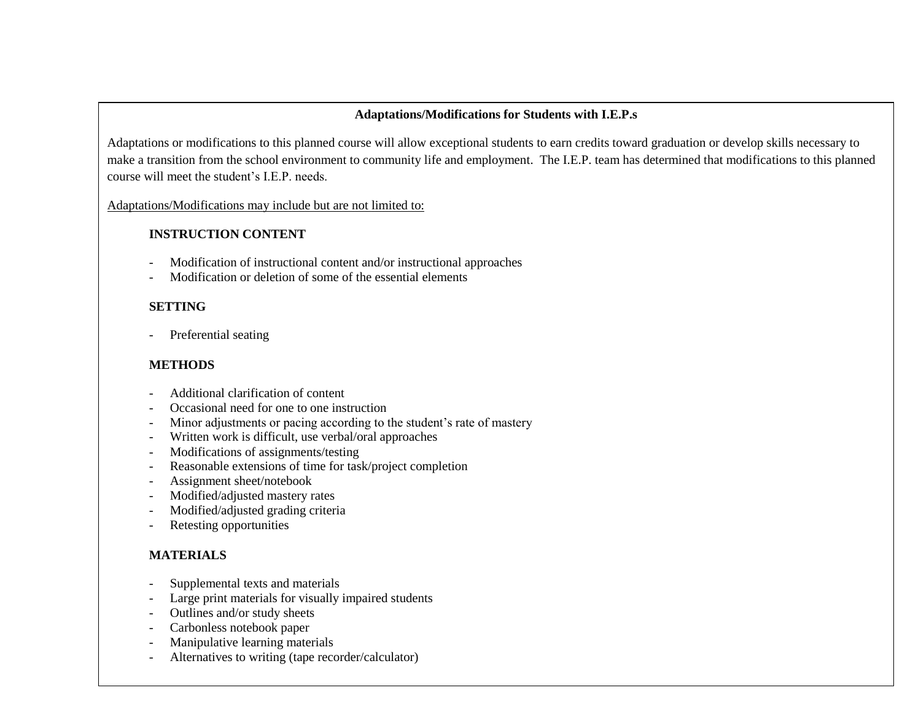**Adaptations/Modifications for Students with I.E.P.s**

Adaptations or modifications to this planned course will allow exceptional students to earn credits toward graduation or develop skills necessary to make a transition from the school environment to community life and employment. The I.E.P. team has determined that modifications to this planned course will meet the student's I.E.P. needs.

<u>Adaptations/Modifications may include but are not limited to:</u>

**INSTRUCTION CONTENT**

- Modification of instructional content and/or instructional approaches
- Modification or deletion of some of the essential elements

**SETTING**

- Preferential seating

**METHODS**

- Additional clarification of content
- Occasional need for one to one instruction
- Minor adjustments or pacing according to the student's rate of mastery
- Written work is difficult, use verbal/oral approaches
- Modifications of assignments/testing
- Reasonable extensions of time for task/project completion
- Assignment sheet/notebook
- Modified/adjusted mastery rates
- Modified/adjusted grading criteria
- Retesting opportunities

**MATERIALS**

- Supplemental texts and materials
- Large print materials for visually impaired students
- Outlines and/or study sheets
- Carbonless notebook paper
- Manipulative learning materials
- Alternatives to writing (tape recorder/calculator)